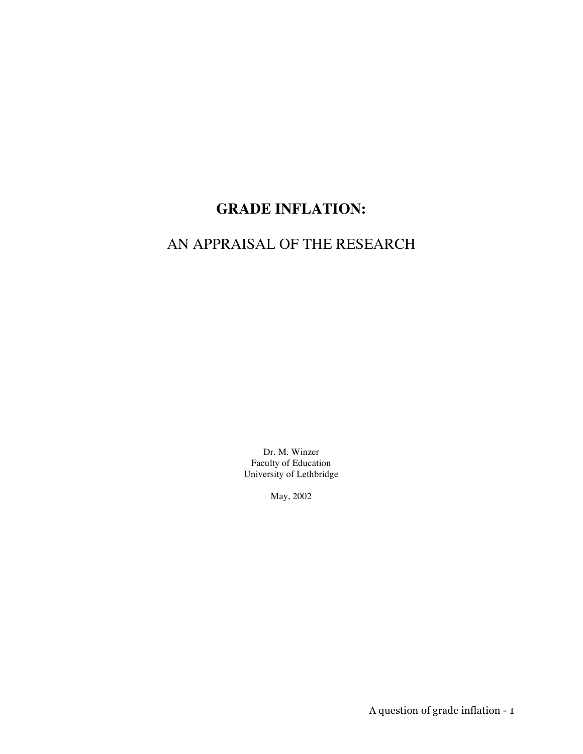# GRADE INFLATION:

## AN APPRAISAL OF THE RESEARCH

Dr. M. Winzer
Faculty of Education
University of Lethbridge

May, 2002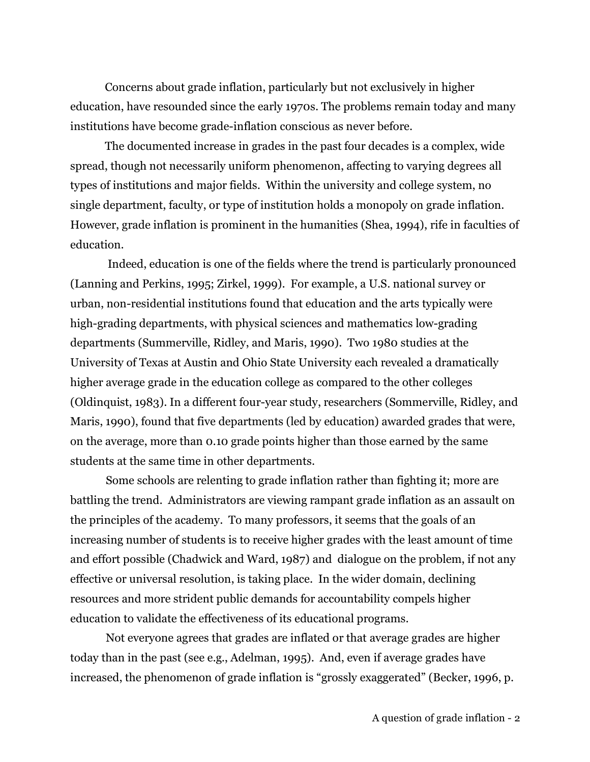Concerns about grade inflation, particularly but not exclusively in higher education, have resounded since the early 1970s. The problems remain today and many institutions have become grade-inflation conscious as never before.

The documented increase in grades in the past four decades is a complex, wide spread, though not necessarily uniform phenomenon, affecting to varying degrees all types of institutions and major fields. Within the university and college system, no single department, faculty, or type of institution holds a monopoly on grade inflation. However, grade inflation is prominent in the humanities (Shea, 1994), rife in faculties of education.

Indeed, education is one of the fields where the trend is particularly pronounced (Lanning and Perkins, 1995; Zirkel, 1999). For example, a U.S. national survey or urban, non-residential institutions found that education and the arts typically were high-grading departments, with physical sciences and mathematics low-grading departments (Summerville, Ridley, and Maris, 1990). Two 1980 studies at the University of Texas at Austin and Ohio State University each revealed a dramatically higher average grade in the education college as compared to the other colleges (Oldinquist, 1983). In a different four-year study, researchers (Sommerville, Ridley, and Maris, 1990), found that five departments (led by education) awarded grades that were, on the average, more than 0.10 grade points higher than those earned by the same students at the same time in other departments.

Some schools are relenting to grade inflation rather than fighting it; more are battling the trend. Administrators are viewing rampant grade inflation as an assault on the principles of the academy. To many professors, it seems that the goals of an increasing number of students is to receive higher grades with the least amount of time and effort possible (Chadwick and Ward, 1987) and dialogue on the problem, if not any effective or universal resolution, is taking place. In the wider domain, declining resources and more strident public demands for accountability compels higher education to validate the effectiveness of its educational programs.

Not everyone agrees that grades are inflated or that average grades are higher today than in the past (see e.g., Adelman, 1995). And, even if average grades have increased, the phenomenon of grade inflation is "grossly exaggerated" (Becker, 1996, p.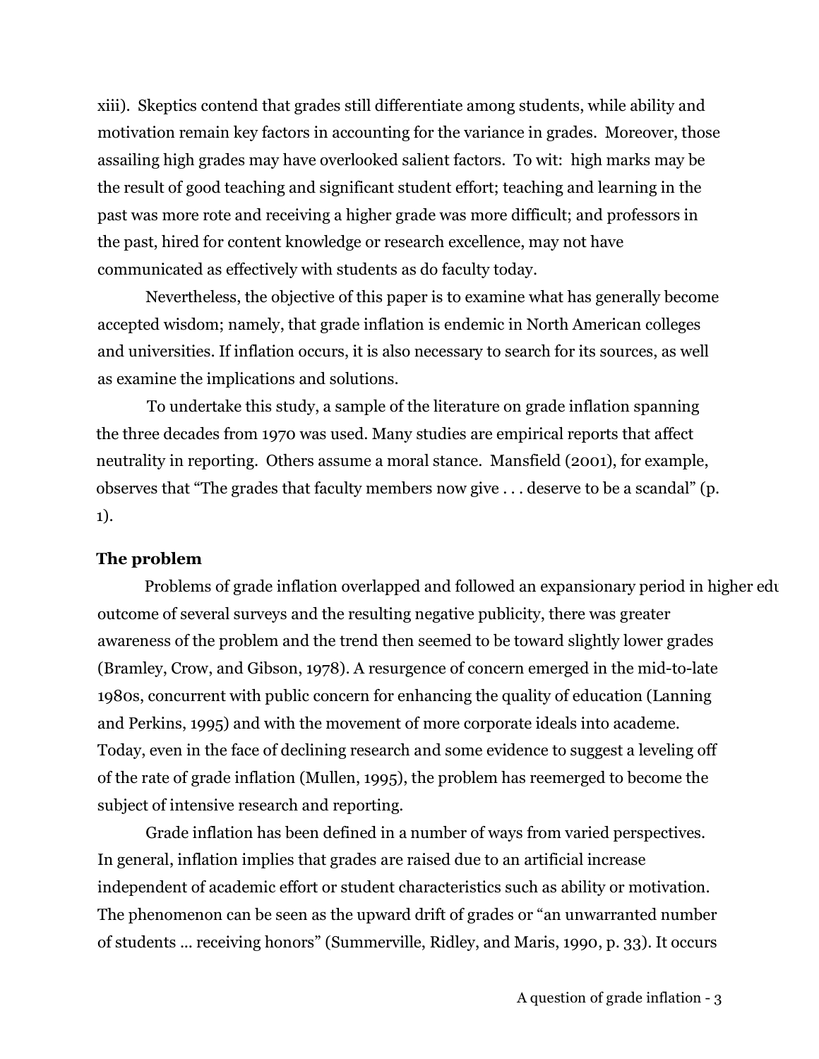xiii). Skeptics contend that grades still differentiate among students, while ability and motivation remain key factors in accounting for the variance in grades. Moreover, those assailing high grades may have overlooked salient factors. To wit: high marks may be the result of good teaching and significant student effort; teaching and learning in the past was more rote and receiving a higher grade was more difficult; and professors in the past, hired for content knowledge or research excellence, may not have communicated as effectively with students as do faculty today.

Nevertheless, the objective of this paper is to examine what has generally become accepted wisdom; namely, that grade inflation is endemic in North American colleges and universities. If inflation occurs, it is also necessary to search for its sources, as well as examine the implications and solutions.

To undertake this study, a sample of the literature on grade inflation spanning the three decades from 1970 was used. Many studies are empirical reports that affect neutrality in reporting. Others assume a moral stance. Mansfield (2001), for example, observes that "The grades that faculty members now give . . . deserve to be a scandal" (p. 1).

## The problem

Problems of grade inflation overlapped and followed an expansionary period in higher edu outcome of several surveys and the resulting negative publicity, there was greater awareness of the problem and the trend then seemed to be toward slightly lower grades (Bramley, Crow, and Gibson, 1978). A resurgence of concern emerged in the mid-to-late 1980s, concurrent with public concern for enhancing the quality of education (Lanning and Perkins, 1995) and with the movement of more corporate ideals into academe. Today, even in the face of declining research and some evidence to suggest a leveling off of the rate of grade inflation (Mullen, 1995), the problem has reemerged to become the subject of intensive research and reporting.

Grade inflation has been defined in a number of ways from varied perspectives. In general, inflation implies that grades are raised due to an artificial increase independent of academic effort or student characteristics such as ability or motivation. The phenomenon can be seen as the upward drift of grades or "an unwarranted number of students … receiving honors" (Summerville, Ridley, and Maris, 1990, p. 33). It occurs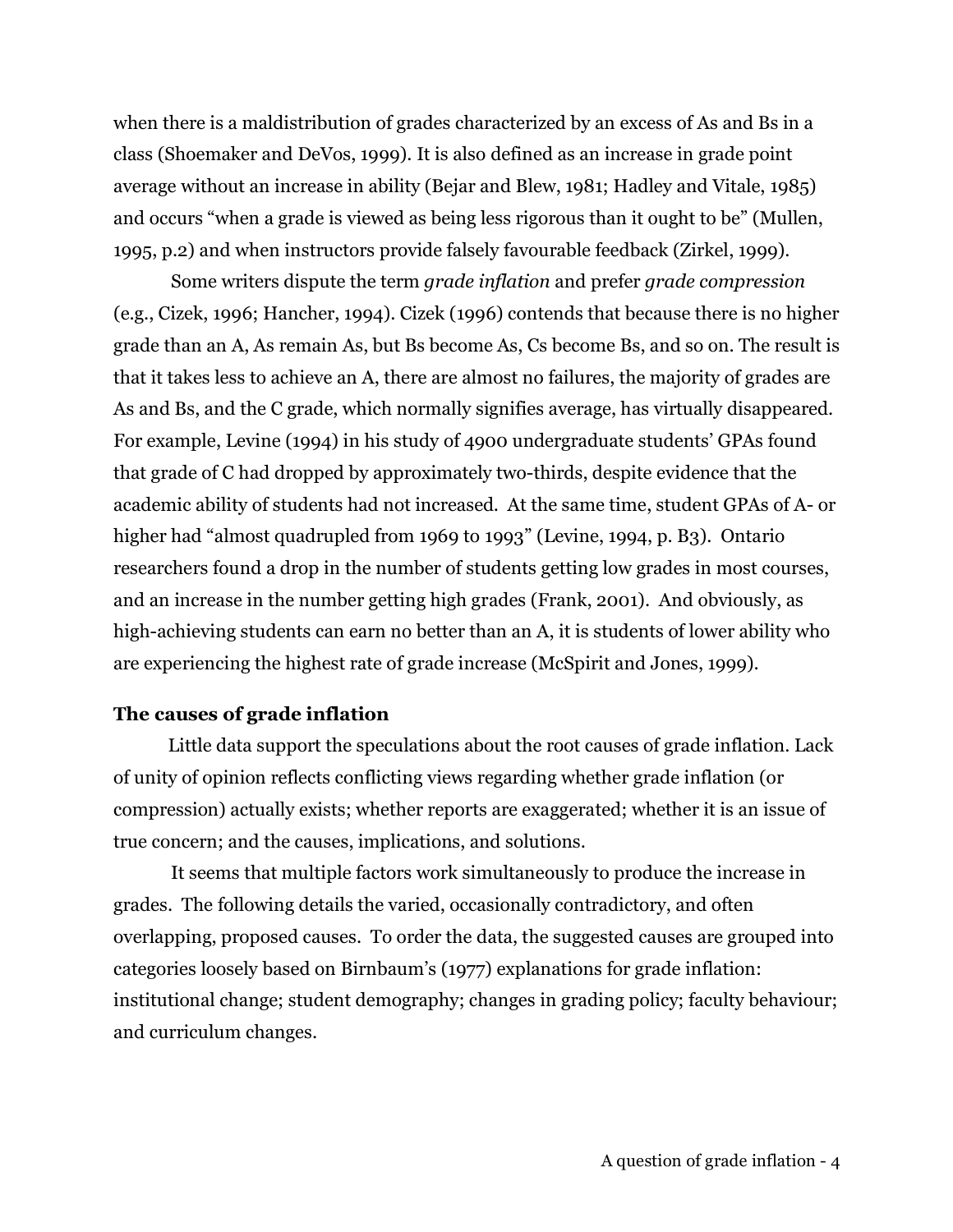when there is a maldistribution of grades characterized by an excess of As and Bs in a class (Shoemaker and DeVos, 1999). It is also defined as an increase in grade point average without an increase in ability (Bejar and Blew, 1981; Hadley and Vitale, 1985) and occurs "when a grade is viewed as being less rigorous than it ought to be" (Mullen, 1995, p.2) and when instructors provide falsely favourable feedback (Zirkel, 1999).

Some writers dispute the term *grade inflation* and prefer *grade compression* (e.g., Cizek, 1996; Hancher, 1994). Cizek (1996) contends that because there is no higher grade than an A, As remain As, but Bs become As, Cs become Bs, and so on. The result is that it takes less to achieve an A, there are almost no failures, the majority of grades are As and Bs, and the C grade, which normally signifies average, has virtually disappeared. For example, Levine (1994) in his study of 4900 undergraduate students' GPAs found that grade of C had dropped by approximately two-thirds, despite evidence that the academic ability of students had not increased. At the same time, student GPAs of A- or higher had "almost quadrupled from 1969 to 1993" (Levine, 1994, p. B3). Ontario researchers found a drop in the number of students getting low grades in most courses, and an increase in the number getting high grades (Frank, 2001). And obviously, as high-achieving students can earn no better than an A, it is students of lower ability who are experiencing the highest rate of grade increase (McSpirit and Jones, 1999).

## The causes of grade inflation

Little data support the speculations about the root causes of grade inflation. Lack of unity of opinion reflects conflicting views regarding whether grade inflation (or compression) actually exists; whether reports are exaggerated; whether it is an issue of true concern; and the causes, implications, and solutions.

It seems that multiple factors work simultaneously to produce the increase in grades. The following details the varied, occasionally contradictory, and often overlapping, proposed causes. To order the data, the suggested causes are grouped into categories loosely based on Birnbaum's (1977) explanations for grade inflation: institutional change; student demography; changes in grading policy; faculty behaviour; and curriculum changes.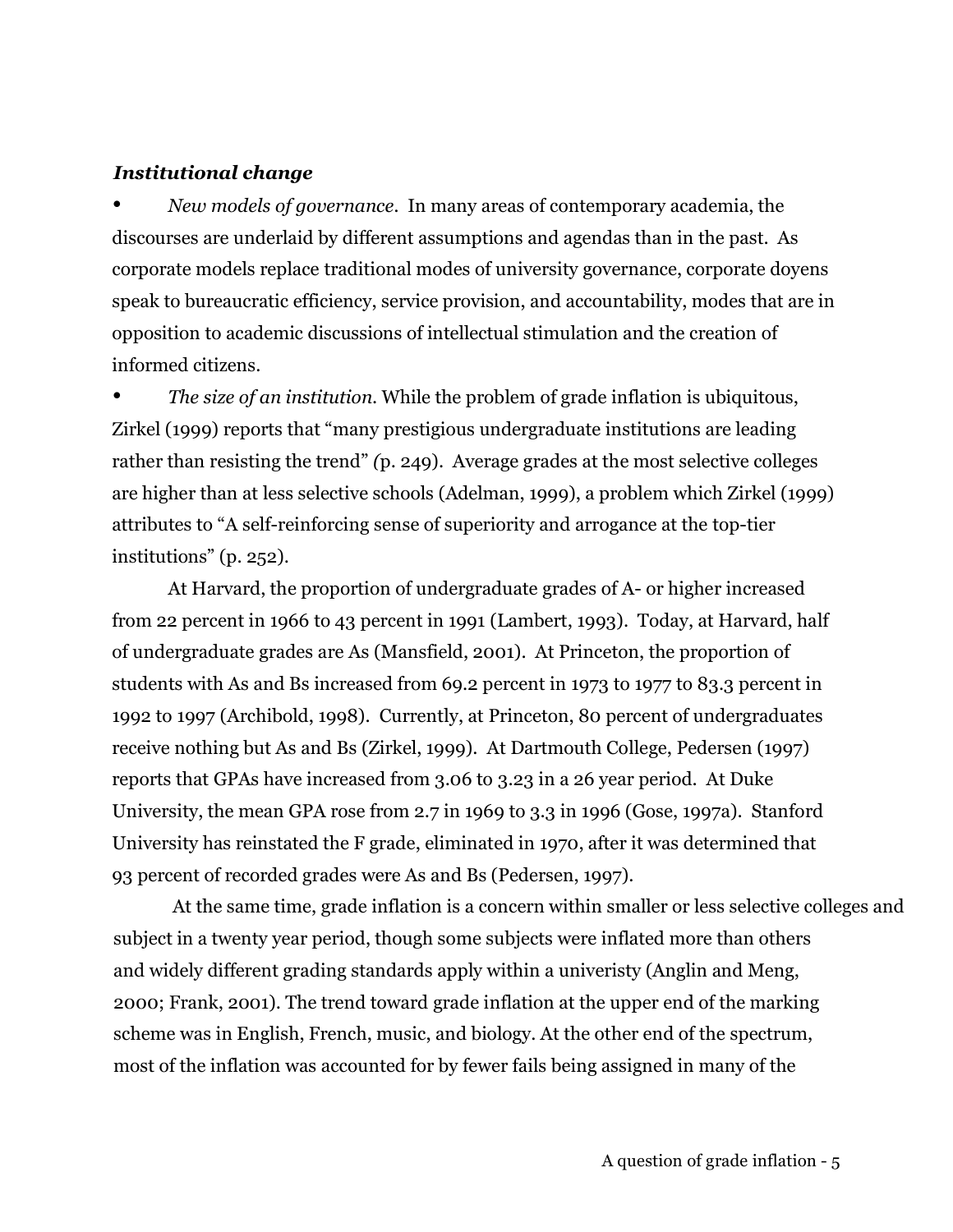### *Institutional change*

- *New models of governance*. In many areas of contemporary academia, the discourses are underlaid by different assumptions and agendas than in the past. As corporate models replace traditional modes of university governance, corporate doyens speak to bureaucratic efficiency, service provision, and accountability, modes that are in opposition to academic discussions of intellectual stimulation and the creation of informed citizens.
- *The size of an institution*. While the problem of grade inflation is ubiquitous, Zirkel (1999) reports that "many prestigious undergraduate institutions are leading rather than resisting the trend" *(*p. 249). Average grades at the most selective colleges are higher than at less selective schools (Adelman, 1999), a problem which Zirkel (1999) attributes to "A self-reinforcing sense of superiority and arrogance at the top-tier institutions" (p. 252).

At Harvard, the proportion of undergraduate grades of A- or higher increased from 22 percent in 1966 to 43 percent in 1991 (Lambert, 1993). Today, at Harvard, half of undergraduate grades are As (Mansfield, 2001). At Princeton, the proportion of students with As and Bs increased from 69.2 percent in 1973 to 1977 to 83.3 percent in 1992 to 1997 (Archibold, 1998). Currently, at Princeton, 80 percent of undergraduates receive nothing but As and Bs (Zirkel, 1999). At Dartmouth College, Pedersen (1997) reports that GPAs have increased from 3.06 to 3.23 in a 26 year period. At Duke University, the mean GPA rose from 2.7 in 1969 to 3.3 in 1996 (Gose, 1997a). Stanford University has reinstated the F grade, eliminated in 1970, after it was determined that 93 percent of recorded grades were As and Bs (Pedersen, 1997).

At the same time, grade inflation is a concern within smaller or less selective colleges and subject in a twenty year period, though some subjects were inflated more than others and widely different grading standards apply within a univeristy (Anglin and Meng, 2000; Frank, 2001). The trend toward grade inflation at the upper end of the marking scheme was in English, French, music, and biology. At the other end of the spectrum, most of the inflation was accounted for by fewer fails being assigned in many of the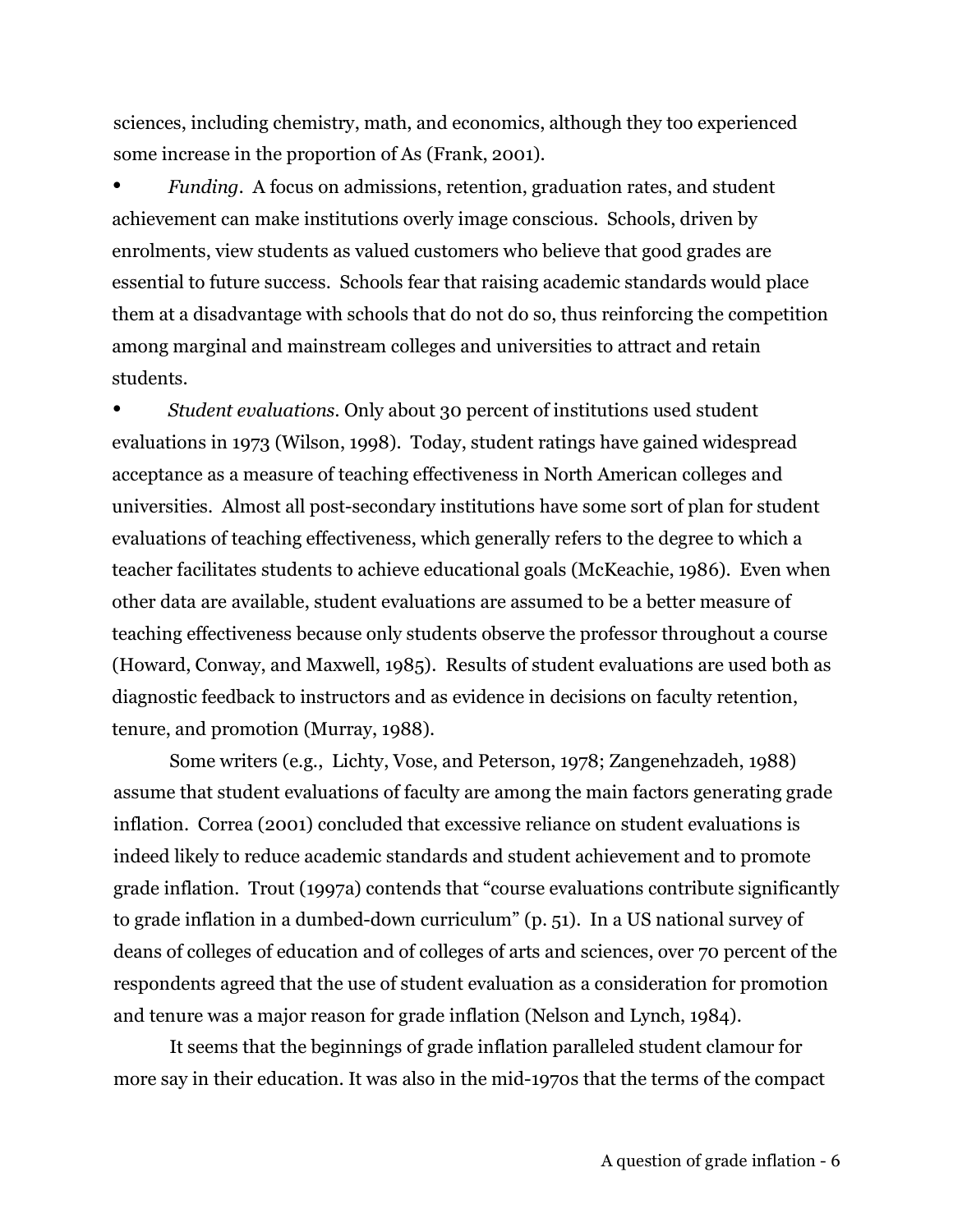sciences, including chemistry, math, and economics, although they too experienced some increase in the proportion of As (Frank, 2001).

- *Funding*. A focus on admissions, retention, graduation rates, and student achievement can make institutions overly image conscious. Schools, driven by enrolments, view students as valued customers who believe that good grades are essential to future success. Schools fear that raising academic standards would place them at a disadvantage with schools that do not do so, thus reinforcing the competition among marginal and mainstream colleges and universities to attract and retain students.
- *Student evaluations*. Only about 30 percent of institutions used student evaluations in 1973 (Wilson, 1998). Today, student ratings have gained widespread acceptance as a measure of teaching effectiveness in North American colleges and universities. Almost all post-secondary institutions have some sort of plan for student evaluations of teaching effectiveness, which generally refers to the degree to which a teacher facilitates students to achieve educational goals (McKeachie, 1986). Even when other data are available, student evaluations are assumed to be a better measure of teaching effectiveness because only students observe the professor throughout a course (Howard, Conway, and Maxwell, 1985). Results of student evaluations are used both as diagnostic feedback to instructors and as evidence in decisions on faculty retention, tenure, and promotion (Murray, 1988).

Some writers (e.g., Lichty, Vose, and Peterson, 1978; Zangenehzadeh, 1988) assume that student evaluations of faculty are among the main factors generating grade inflation. Correa (2001) concluded that excessive reliance on student evaluations is indeed likely to reduce academic standards and student achievement and to promote grade inflation. Trout (1997a) contends that "course evaluations contribute significantly to grade inflation in a dumbed-down curriculum" (p. 51). In a US national survey of deans of colleges of education and of colleges of arts and sciences, over 70 percent of the respondents agreed that the use of student evaluation as a consideration for promotion and tenure was a major reason for grade inflation (Nelson and Lynch, 1984).

It seems that the beginnings of grade inflation paralleled student clamour for more say in their education. It was also in the mid-1970s that the terms of the compact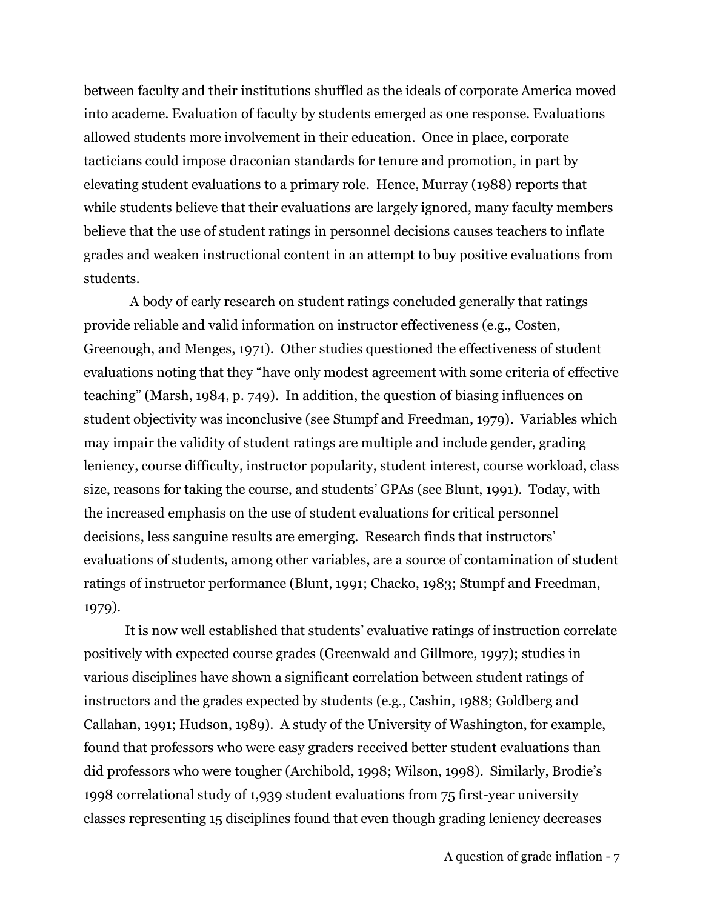between faculty and their institutions shuffled as the ideals of corporate America moved into academe. Evaluation of faculty by students emerged as one response. Evaluations allowed students more involvement in their education. Once in place, corporate tacticians could impose draconian standards for tenure and promotion, in part by elevating student evaluations to a primary role. Hence, Murray (1988) reports that while students believe that their evaluations are largely ignored, many faculty members believe that the use of student ratings in personnel decisions causes teachers to inflate grades and weaken instructional content in an attempt to buy positive evaluations from students.

A body of early research on student ratings concluded generally that ratings provide reliable and valid information on instructor effectiveness (e.g., Costen, Greenough, and Menges, 1971). Other studies questioned the effectiveness of student evaluations noting that they "have only modest agreement with some criteria of effective teaching" (Marsh, 1984, p. 749). In addition, the question of biasing influences on student objectivity was inconclusive (see Stumpf and Freedman, 1979). Variables which may impair the validity of student ratings are multiple and include gender, grading leniency, course difficulty, instructor popularity, student interest, course workload, class size, reasons for taking the course, and students' GPAs (see Blunt, 1991). Today, with the increased emphasis on the use of student evaluations for critical personnel decisions, less sanguine results are emerging. Research finds that instructors' evaluations of students, among other variables, are a source of contamination of student ratings of instructor performance (Blunt, 1991; Chacko, 1983; Stumpf and Freedman, 1979).

It is now well established that students' evaluative ratings of instruction correlate positively with expected course grades (Greenwald and Gillmore, 1997); studies in various disciplines have shown a significant correlation between student ratings of instructors and the grades expected by students (e.g., Cashin, 1988; Goldberg and Callahan, 1991; Hudson, 1989). A study of the University of Washington, for example, found that professors who were easy graders received better student evaluations than did professors who were tougher (Archibold, 1998; Wilson, 1998). Similarly, Brodie's 1998 correlational study of 1,939 student evaluations from 75 first-year university classes representing 15 disciplines found that even though grading leniency decreases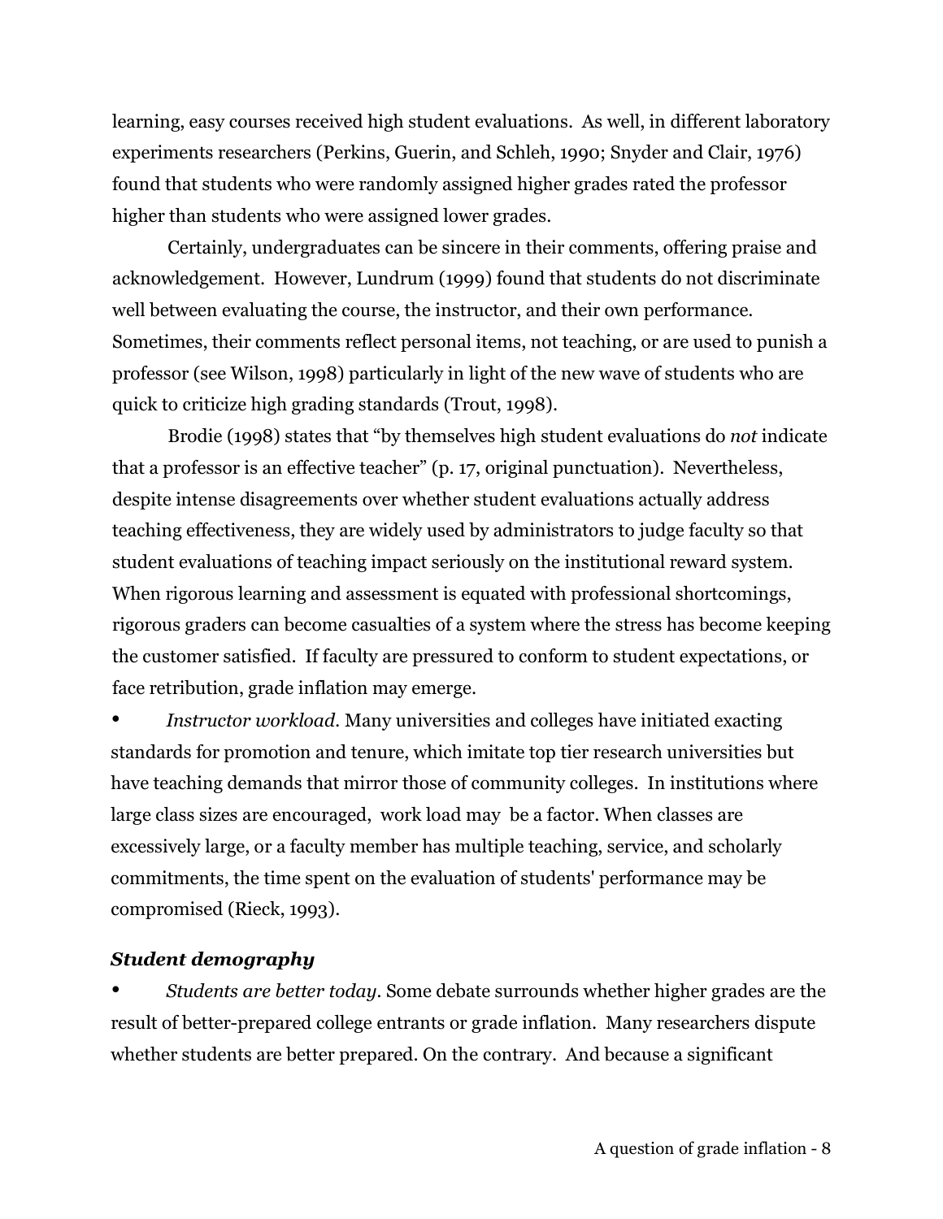learning, easy courses received high student evaluations. As well, in different laboratory experiments researchers (Perkins, Guerin, and Schleh, 1990; Snyder and Clair, 1976) found that students who were randomly assigned higher grades rated the professor higher than students who were assigned lower grades.

Certainly, undergraduates can be sincere in their comments, offering praise and acknowledgement. However, Lundrum (1999) found that students do not discriminate well between evaluating the course, the instructor, and their own performance. Sometimes, their comments reflect personal items, not teaching, or are used to punish a professor (see Wilson, 1998) particularly in light of the new wave of students who are quick to criticize high grading standards (Trout, 1998).

Brodie (1998) states that "by themselves high student evaluations do *not* indicate that a professor is an effective teacher" (p. 17, original punctuation). Nevertheless, despite intense disagreements over whether student evaluations actually address teaching effectiveness, they are widely used by administrators to judge faculty so that student evaluations of teaching impact seriously on the institutional reward system. When rigorous learning and assessment is equated with professional shortcomings, rigorous graders can become casualties of a system where the stress has become keeping the customer satisfied. If faculty are pressured to conform to student expectations, or face retribution, grade inflation may emerge.

- *Instructor workload*. Many universities and colleges have initiated exacting standards for promotion and tenure, which imitate top tier research universities but have teaching demands that mirror those of community colleges. In institutions where large class sizes are encouraged, work load may be a factor. When classes are excessively large, or a faculty member has multiple teaching, service, and scholarly commitments, the time spent on the evaluation of students' performance may be compromised (Rieck, 1993).

### *Student demography*

- *Students are better today*. Some debate surrounds whether higher grades are the result of better-prepared college entrants or grade inflation. Many researchers dispute whether students are better prepared. On the contrary. And because a significant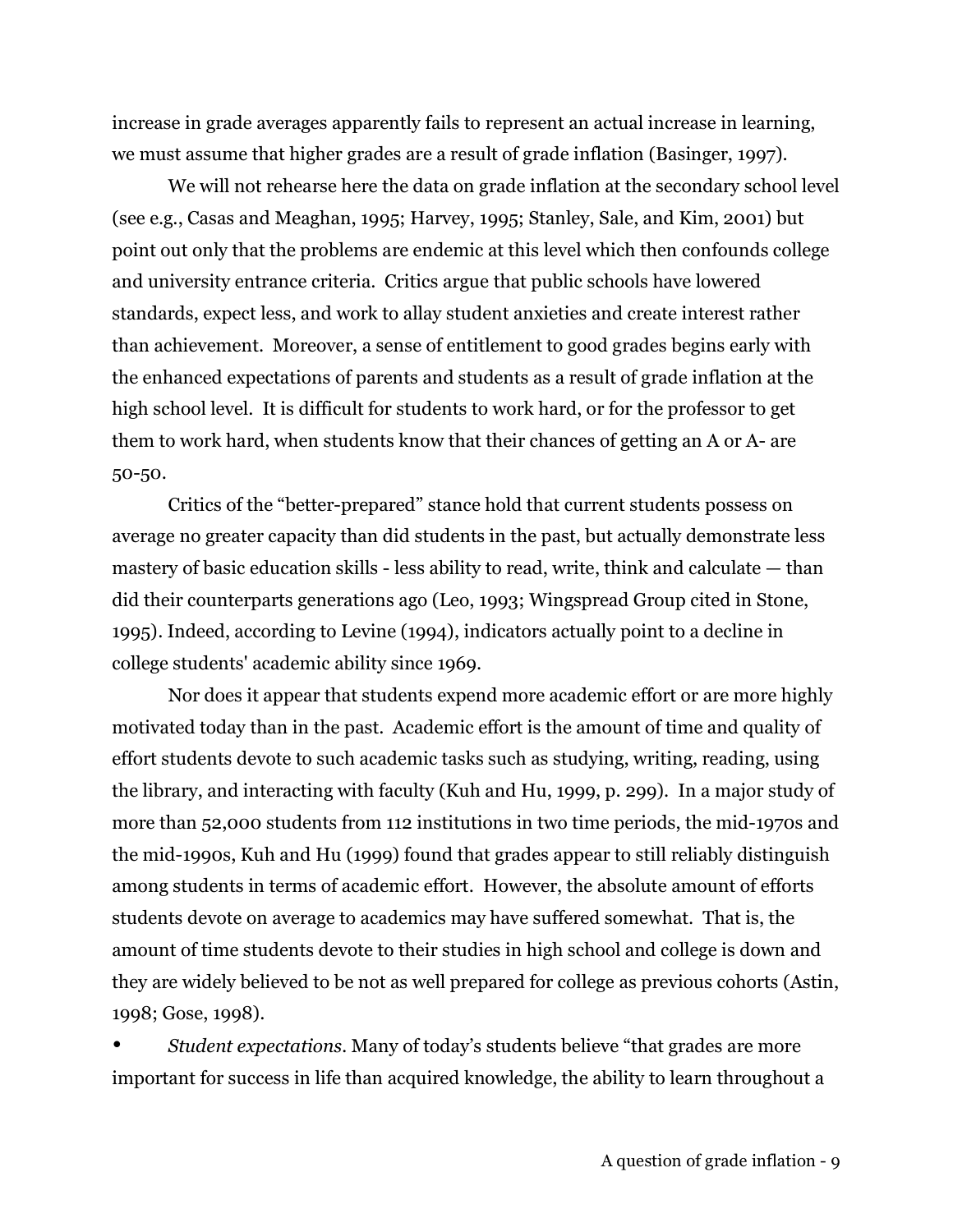increase in grade averages apparently fails to represent an actual increase in learning, we must assume that higher grades are a result of grade inflation (Basinger, 1997).

We will not rehearse here the data on grade inflation at the secondary school level (see e.g., Casas and Meaghan, 1995; Harvey, 1995; Stanley, Sale, and Kim, 2001) but point out only that the problems are endemic at this level which then confounds college and university entrance criteria. Critics argue that public schools have lowered standards, expect less, and work to allay student anxieties and create interest rather than achievement. Moreover, a sense of entitlement to good grades begins early with the enhanced expectations of parents and students as a result of grade inflation at the high school level. It is difficult for students to work hard, or for the professor to get them to work hard, when students know that their chances of getting an A or A- are 50-50.

Critics of the "better-prepared" stance hold that current students possess on average no greater capacity than did students in the past, but actually demonstrate less mastery of basic education skills - less ability to read, write, think and calculate — than did their counterparts generations ago (Leo, 1993; Wingspread Group cited in Stone, 1995). Indeed, according to Levine (1994), indicators actually point to a decline in college students' academic ability since 1969.

Nor does it appear that students expend more academic effort or are more highly motivated today than in the past. Academic effort is the amount of time and quality of effort students devote to such academic tasks such as studying, writing, reading, using the library, and interacting with faculty (Kuh and Hu, 1999, p. 299). In a major study of more than 52,000 students from 112 institutions in two time periods, the mid-1970s and the mid-1990s, Kuh and Hu (1999) found that grades appear to still reliably distinguish among students in terms of academic effort. However, the absolute amount of efforts students devote on average to academics may have suffered somewhat. That is, the amount of time students devote to their studies in high school and college is down and they are widely believed to be not as well prepared for college as previous cohorts (Astin, 1998; Gose, 1998).

- *Student expectations*. Many of today's students believe "that grades are more important for success in life than acquired knowledge, the ability to learn throughout a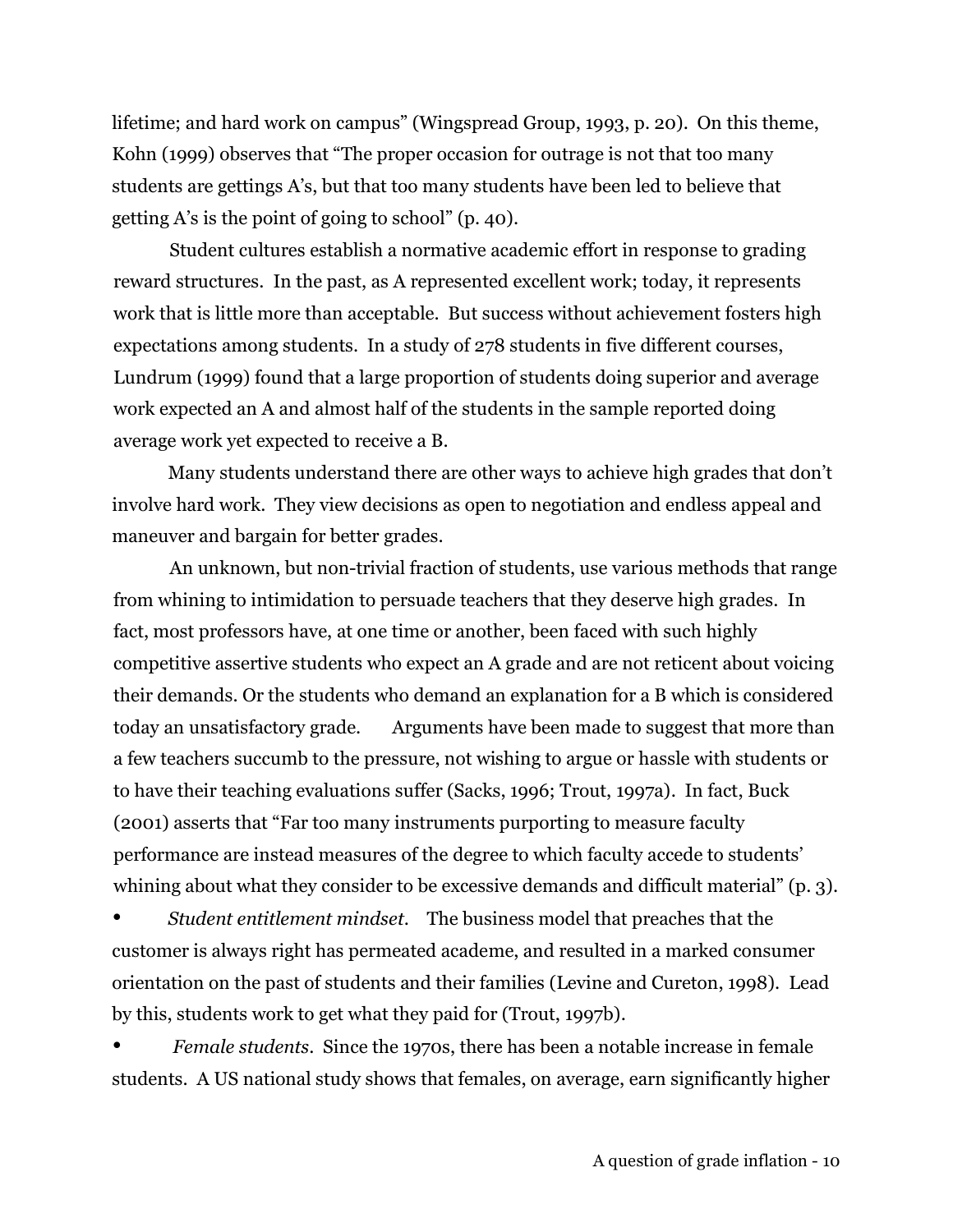lifetime; and hard work on campus" (Wingspread Group, 1993, p. 20). On this theme, Kohn (1999) observes that "The proper occasion for outrage is not that too many students are gettings A's, but that too many students have been led to believe that getting A's is the point of going to school" (p. 40).

Student cultures establish a normative academic effort in response to grading reward structures. In the past, as A represented excellent work; today, it represents work that is little more than acceptable. But success without achievement fosters high expectations among students. In a study of 278 students in five different courses, Lundrum (1999) found that a large proportion of students doing superior and average work expected an A and almost half of the students in the sample reported doing average work yet expected to receive a B.

Many students understand there are other ways to achieve high grades that don't involve hard work. They view decisions as open to negotiation and endless appeal and maneuver and bargain for better grades.

An unknown, but non-trivial fraction of students, use various methods that range from whining to intimidation to persuade teachers that they deserve high grades. In fact, most professors have, at one time or another, been faced with such highly competitive assertive students who expect an A grade and are not reticent about voicing their demands. Or the students who demand an explanation for a B which is considered today an unsatisfactory grade. Arguments have been made to suggest that more than a few teachers succumb to the pressure, not wishing to argue or hassle with students or to have their teaching evaluations suffer (Sacks, 1996; Trout, 1997a). In fact, Buck (2001) asserts that "Far too many instruments purporting to measure faculty performance are instead measures of the degree to which faculty accede to students' whining about what they consider to be excessive demands and difficult material" (p. 3).

- *Student entitlement mindset*. The business model that preaches that the customer is always right has permeated academe, and resulted in a marked consumer orientation on the past of students and their families (Levine and Cureton, 1998). Lead by this, students work to get what they paid for (Trout, 1997b).
- *Female students*. Since the 1970s, there has been a notable increase in female students. A US national study shows that females, on average, earn significantly higher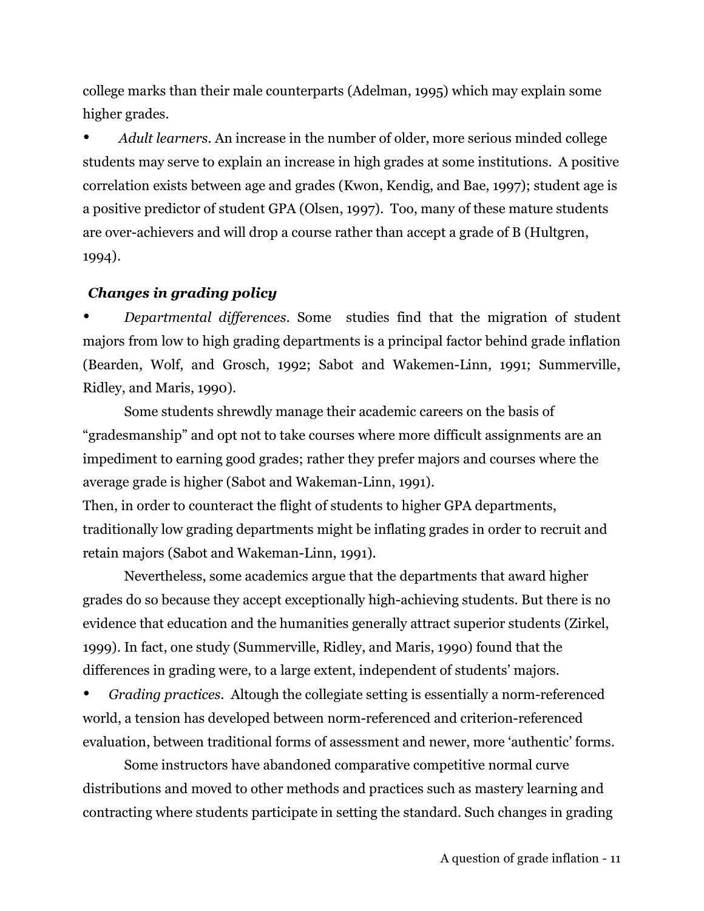college marks than their male counterparts (Adelman, 1995) which may explain some higher grades.

- *Adult learners*. An increase in the number of older, more serious minded college students may serve to explain an increase in high grades at some institutions. A positive correlation exists between age and grades (Kwon, Kendig, and Bae, 1997); student age is a positive predictor of student GPA (Olsen, 1997). Too, many of these mature students are over-achievers and will drop a course rather than accept a grade of B (Hultgren, 1994).

### *Changes in grading policy*

- *Departmental differences*. Some studies find that the migration of student majors from low to high grading departments is a principal factor behind grade inflation (Bearden, Wolf, and Grosch, 1992; Sabot and Wakemen-Linn, 1991; Summerville, Ridley, and Maris, 1990).

Some students shrewdly manage their academic careers on the basis of "gradesmanship" and opt not to take courses where more difficult assignments are an impediment to earning good grades; rather they prefer majors and courses where the average grade is higher (Sabot and Wakeman-Linn, 1991).

Then, in order to counteract the flight of students to higher GPA departments, traditionally low grading departments might be inflating grades in order to recruit and retain majors (Sabot and Wakeman-Linn, 1991).

Nevertheless, some academics argue that the departments that award higher grades do so because they accept exceptionally high-achieving students. But there is no evidence that education and the humanities generally attract superior students (Zirkel, 1999). In fact, one study (Summerville, Ridley, and Maris, 1990) found that the differences in grading were, to a large extent, independent of students' majors.

- *Grading practices*. Altough the collegiate setting is essentially a norm-referenced world, a tension has developed between norm-referenced and criterion-referenced evaluation, between traditional forms of assessment and newer, more 'authentic' forms.

Some instructors have abandoned comparative competitive normal curve distributions and moved to other methods and practices such as mastery learning and contracting where students participate in setting the standard. Such changes in grading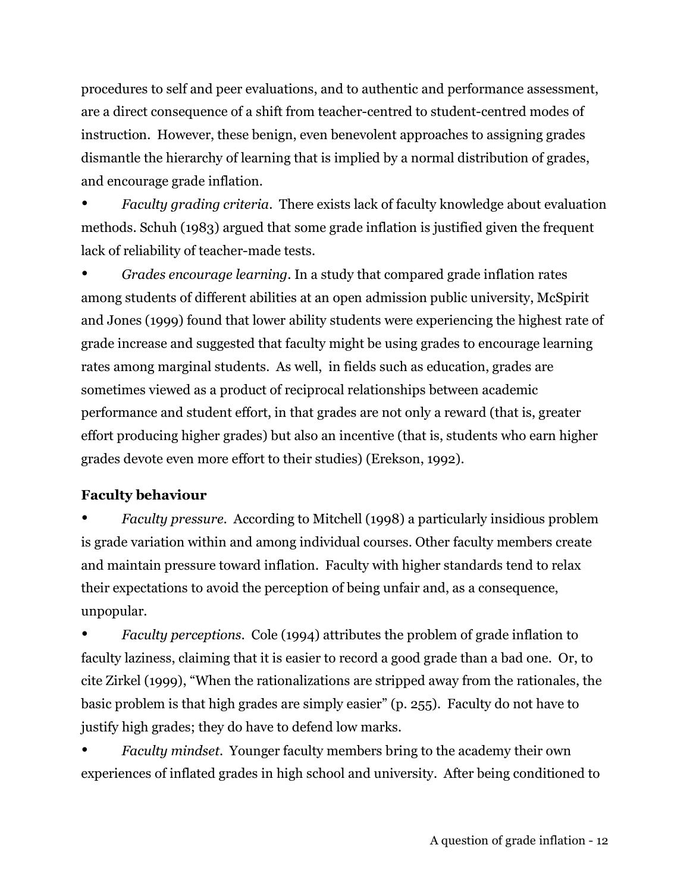procedures to self and peer evaluations, and to authentic and performance assessment, are a direct consequence of a shift from teacher-centred to student-centred modes of instruction. However, these benign, even benevolent approaches to assigning grades dismantle the hierarchy of learning that is implied by a normal distribution of grades, and encourage grade inflation.

- *Faculty grading criteria*. There exists lack of faculty knowledge about evaluation methods. Schuh (1983) argued that some grade inflation is justified given the frequent lack of reliability of teacher-made tests.
- *Grades encourage learning*. In a study that compared grade inflation rates among students of different abilities at an open admission public university, McSpirit and Jones (1999) found that lower ability students were experiencing the highest rate of grade increase and suggested that faculty might be using grades to encourage learning rates among marginal students. As well, in fields such as education, grades are sometimes viewed as a product of reciprocal relationships between academic performance and student effort, in that grades are not only a reward (that is, greater effort producing higher grades) but also an incentive (that is, students who earn higher grades devote even more effort to their studies) (Erekson, 1992).

**Faculty behaviour**

- *Faculty pressure*. According to Mitchell (1998) a particularly insidious problem is grade variation within and among individual courses. Other faculty members create and maintain pressure toward inflation. Faculty with higher standards tend to relax their expectations to avoid the perception of being unfair and, as a consequence, unpopular.
- *Faculty perceptions*. Cole (1994) attributes the problem of grade inflation to faculty laziness, claiming that it is easier to record a good grade than a bad one. Or, to cite Zirkel (1999), "When the rationalizations are stripped away from the rationales, the basic problem is that high grades are simply easier" (p. 255). Faculty do not have to justify high grades; they do have to defend low marks.
- *Faculty mindset*. Younger faculty members bring to the academy their own experiences of inflated grades in high school and university. After being conditioned to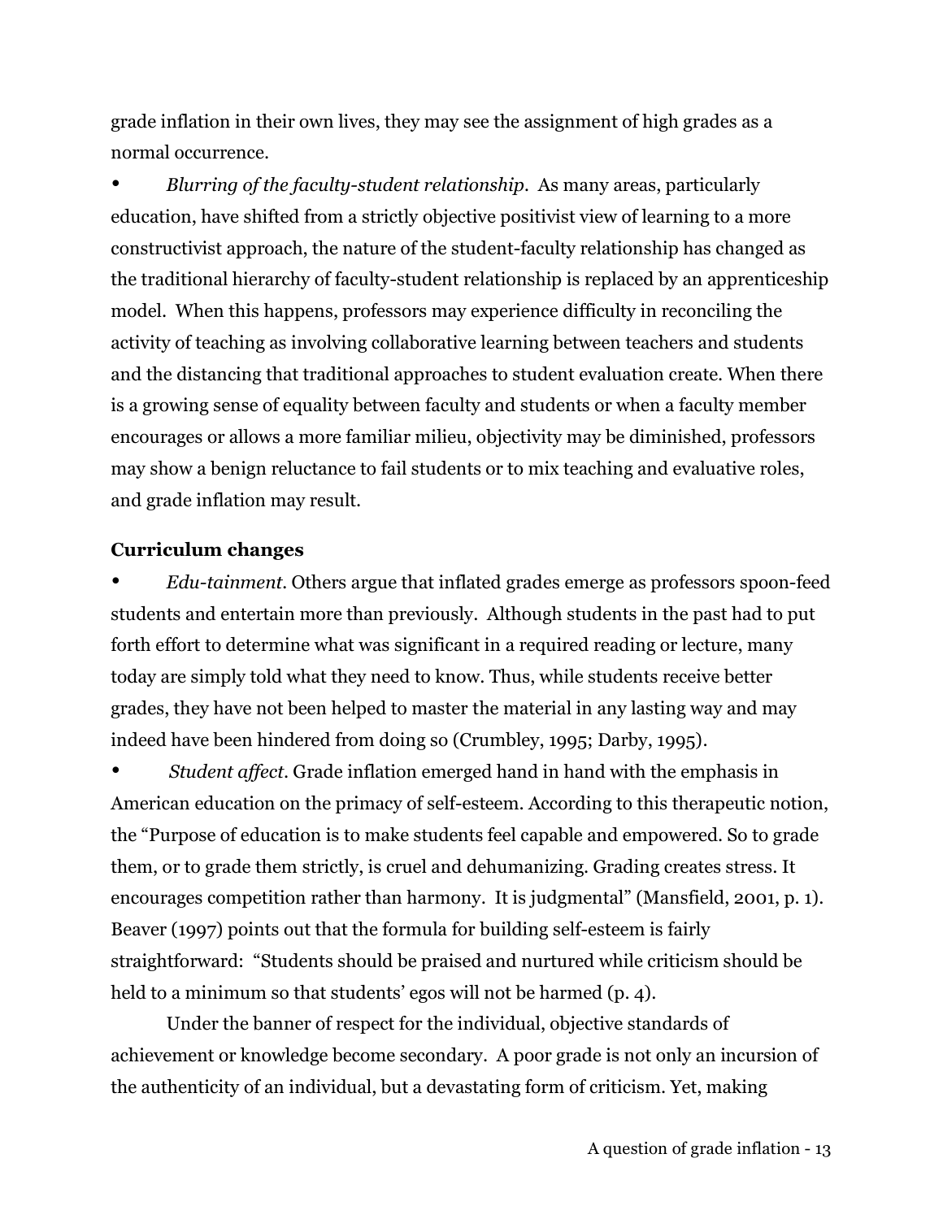grade inflation in their own lives, they may see the assignment of high grades as a normal occurrence.

- *Blurring of the faculty-student relationship.* As many areas, particularly education, have shifted from a strictly objective positivist view of learning to a more constructivist approach, the nature of the student-faculty relationship has changed as the traditional hierarchy of faculty-student relationship is replaced by an apprenticeship model. When this happens, professors may experience difficulty in reconciling the activity of teaching as involving collaborative learning between teachers and students and the distancing that traditional approaches to student evaluation create. When there is a growing sense of equality between faculty and students or when a faculty member encourages or allows a more familiar milieu, objectivity may be diminished, professors may show a benign reluctance to fail students or to mix teaching and evaluative roles, and grade inflation may result.

**Curriculum changes**

- *Edu-tainment.* Others argue that inflated grades emerge as professors spoon-feed students and entertain more than previously. Although students in the past had to put forth effort to determine what was significant in a required reading or lecture, many today are simply told what they need to know. Thus, while students receive better grades, they have not been helped to master the material in any lasting way and may indeed have been hindered from doing so (Crumbley, 1995; Darby, 1995).
- *Student affect.* Grade inflation emerged hand in hand with the emphasis in American education on the primacy of self-esteem. According to this therapeutic notion, the "Purpose of education is to make students feel capable and empowered. So to grade them, or to grade them strictly, is cruel and dehumanizing. Grading creates stress. It encourages competition rather than harmony. It is judgmental" (Mansfield, 2001, p. 1). Beaver (1997) points out that the formula for building self-esteem is fairly straightforward: "Students should be praised and nurtured while criticism should be held to a minimum so that students' egos will not be harmed (p. 4).

Under the banner of respect for the individual, objective standards of achievement or knowledge become secondary. A poor grade is not only an incursion of the authenticity of an individual, but a devastating form of criticism. Yet, making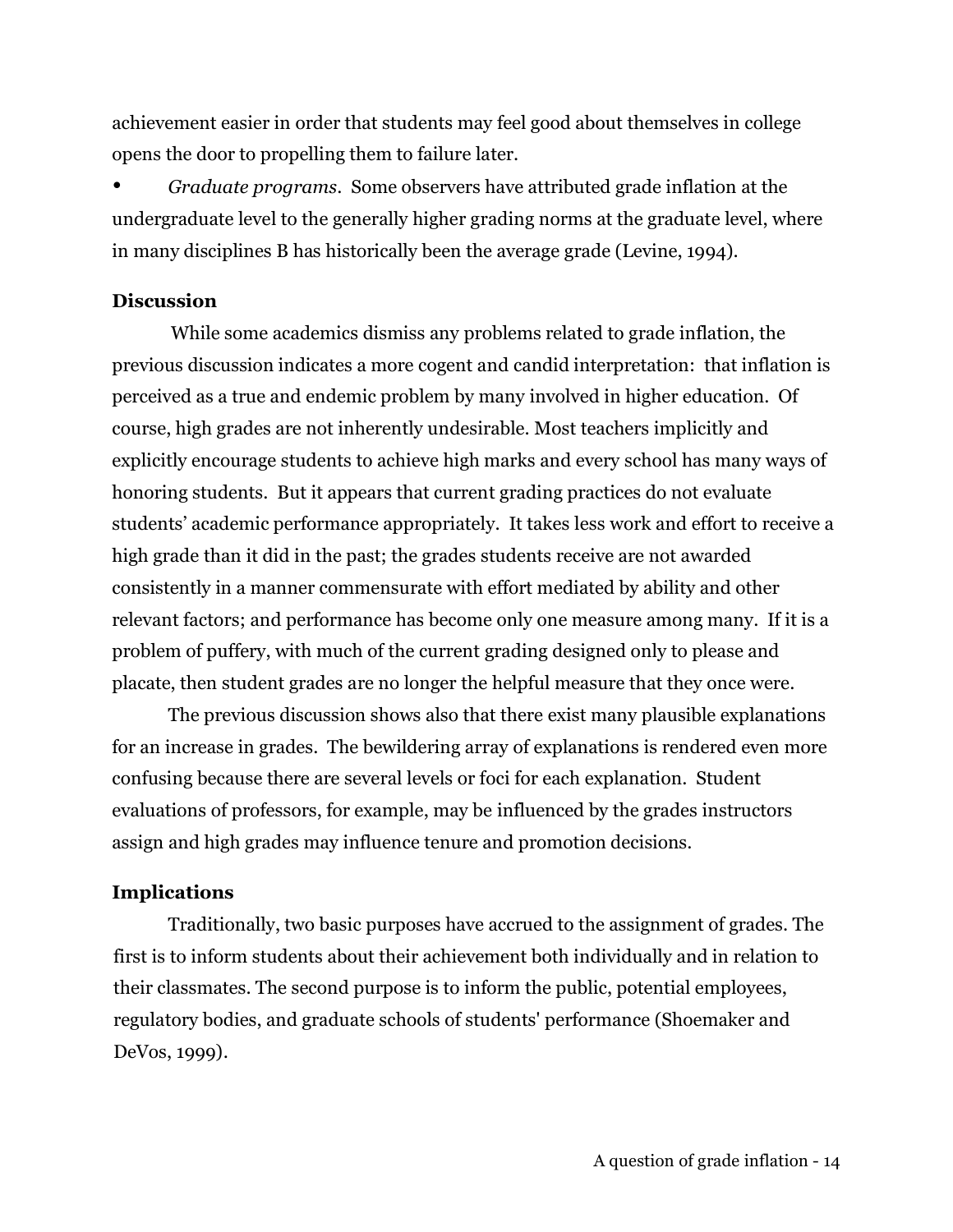achievement easier in order that students may feel good about themselves in college opens the door to propelling them to failure later.

- *Graduate programs*. Some observers have attributed grade inflation at the undergraduate level to the generally higher grading norms at the graduate level, where in many disciplines B has historically been the average grade (Levine, 1994).

**Discussion**

While some academics dismiss any problems related to grade inflation, the previous discussion indicates a more cogent and candid interpretation: that inflation is perceived as a true and endemic problem by many involved in higher education. Of course, high grades are not inherently undesirable. Most teachers implicitly and explicitly encourage students to achieve high marks and every school has many ways of honoring students. But it appears that current grading practices do not evaluate students' academic performance appropriately. It takes less work and effort to receive a high grade than it did in the past; the grades students receive are not awarded consistently in a manner commensurate with effort mediated by ability and other relevant factors; and performance has become only one measure among many. If it is a problem of puffery, with much of the current grading designed only to please and placate, then student grades are no longer the helpful measure that they once were.

The previous discussion shows also that there exist many plausible explanations for an increase in grades. The bewildering array of explanations is rendered even more confusing because there are several levels or foci for each explanation. Student evaluations of professors, for example, may be influenced by the grades instructors assign and high grades may influence tenure and promotion decisions.

**Implications**

Traditionally, two basic purposes have accrued to the assignment of grades. The first is to inform students about their achievement both individually and in relation to their classmates. The second purpose is to inform the public, potential employees, regulatory bodies, and graduate schools of students' performance (Shoemaker and DeVos, 1999).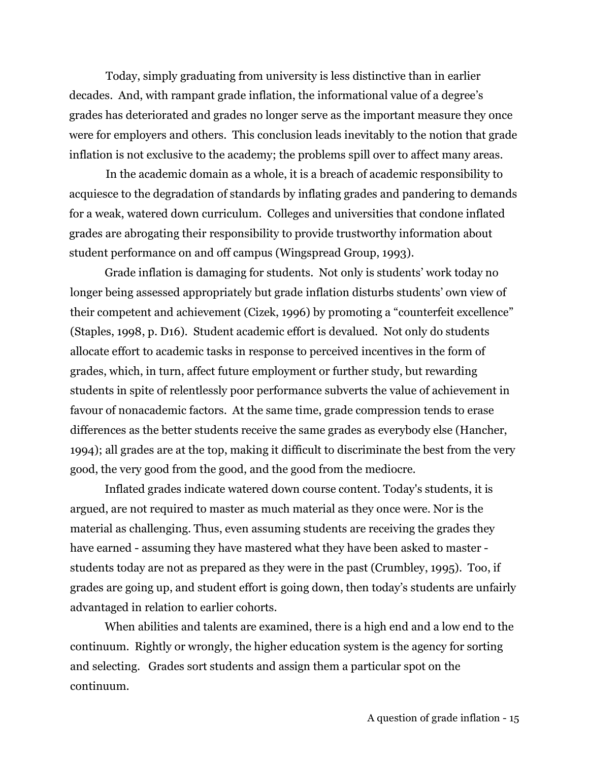Today, simply graduating from university is less distinctive than in earlier decades. And, with rampant grade inflation, the informational value of a degree's grades has deteriorated and grades no longer serve as the important measure they once were for employers and others. This conclusion leads inevitably to the notion that grade inflation is not exclusive to the academy; the problems spill over to affect many areas.

In the academic domain as a whole, it is a breach of academic responsibility to acquiesce to the degradation of standards by inflating grades and pandering to demands for a weak, watered down curriculum. Colleges and universities that condone inflated grades are abrogating their responsibility to provide trustworthy information about student performance on and off campus (Wingspread Group, 1993).

Grade inflation is damaging for students. Not only is students' work today no longer being assessed appropriately but grade inflation disturbs students' own view of their competent and achievement (Cizek, 1996) by promoting a "counterfeit excellence" (Staples, 1998, p. D16). Student academic effort is devalued. Not only do students allocate effort to academic tasks in response to perceived incentives in the form of grades, which, in turn, affect future employment or further study, but rewarding students in spite of relentlessly poor performance subverts the value of achievement in favour of nonacademic factors. At the same time, grade compression tends to erase differences as the better students receive the same grades as everybody else (Hancher, 1994); all grades are at the top, making it difficult to discriminate the best from the very good, the very good from the good, and the good from the mediocre.

Inflated grades indicate watered down course content. Today's students, it is argued, are not required to master as much material as they once were. Nor is the material as challenging. Thus, even assuming students are receiving the grades they have earned - assuming they have mastered what they have been asked to master - students today are not as prepared as they were in the past (Crumbley, 1995). Too, if grades are going up, and student effort is going down, then today's students are unfairly advantaged in relation to earlier cohorts.

When abilities and talents are examined, there is a high end and a low end to the continuum. Rightly or wrongly, the higher education system is the agency for sorting and selecting. Grades sort students and assign them a particular spot on the continuum.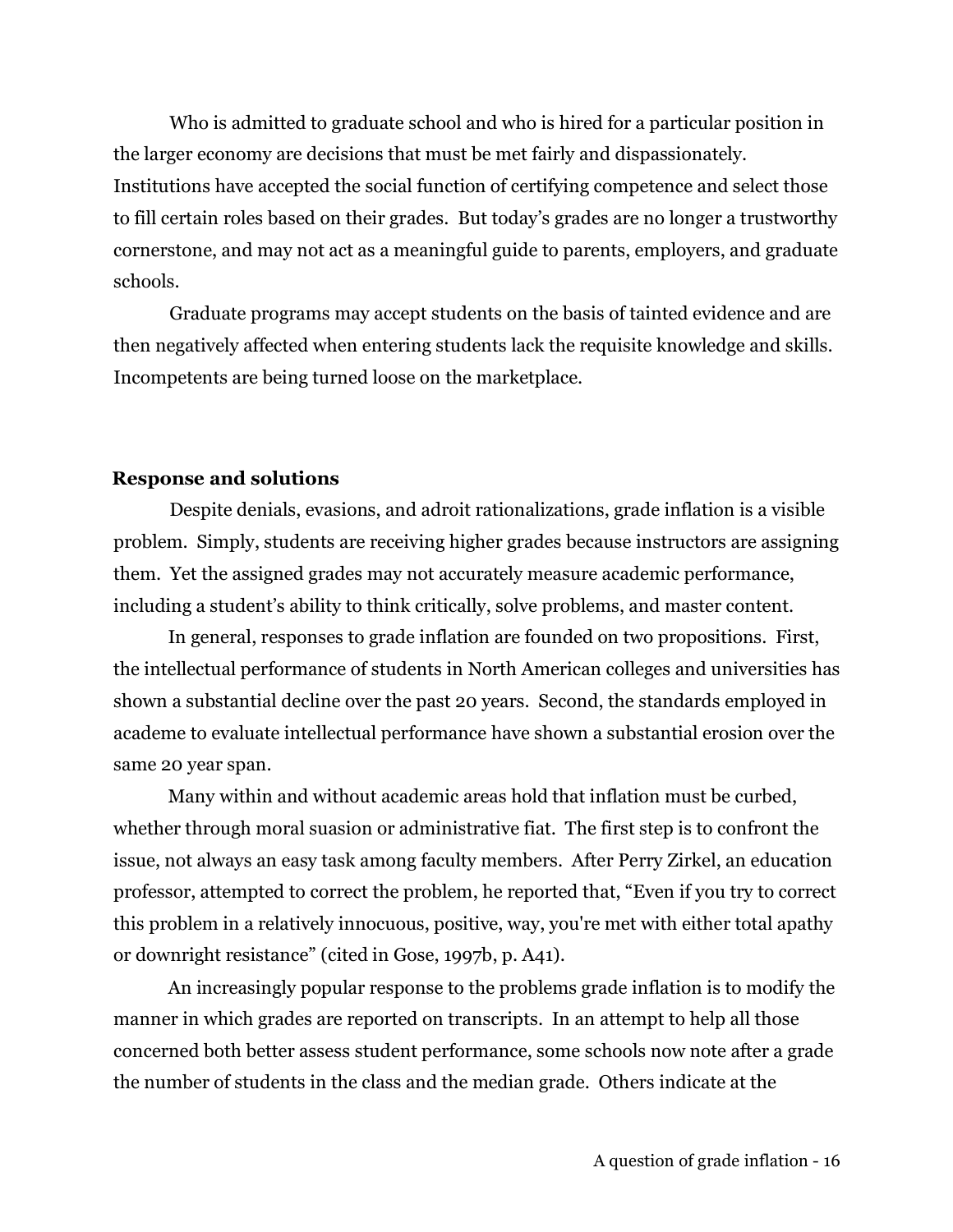Who is admitted to graduate school and who is hired for a particular position in the larger economy are decisions that must be met fairly and dispassionately. Institutions have accepted the social function of certifying competence and select those to fill certain roles based on their grades. But today's grades are no longer a trustworthy cornerstone, and may not act as a meaningful guide to parents, employers, and graduate schools.

Graduate programs may accept students on the basis of tainted evidence and are then negatively affected when entering students lack the requisite knowledge and skills. Incompetents are being turned loose on the marketplace.

**Response and solutions**

Despite denials, evasions, and adroit rationalizations, grade inflation is a visible problem. Simply, students are receiving higher grades because instructors are assigning them. Yet the assigned grades may not accurately measure academic performance, including a student's ability to think critically, solve problems, and master content.

In general, responses to grade inflation are founded on two propositions. First, the intellectual performance of students in North American colleges and universities has shown a substantial decline over the past 20 years. Second, the standards employed in academe to evaluate intellectual performance have shown a substantial erosion over the same 20 year span.

Many within and without academic areas hold that inflation must be curbed, whether through moral suasion or administrative fiat. The first step is to confront the issue, not always an easy task among faculty members. After Perry Zirkel, an education professor, attempted to correct the problem, he reported that, "Even if you try to correct this problem in a relatively innocuous, positive, way, you're met with either total apathy or downright resistance" (cited in Gose, 1997b, p. A41).

An increasingly popular response to the problems grade inflation is to modify the manner in which grades are reported on transcripts. In an attempt to help all those concerned both better assess student performance, some schools now note after a grade the number of students in the class and the median grade. Others indicate at the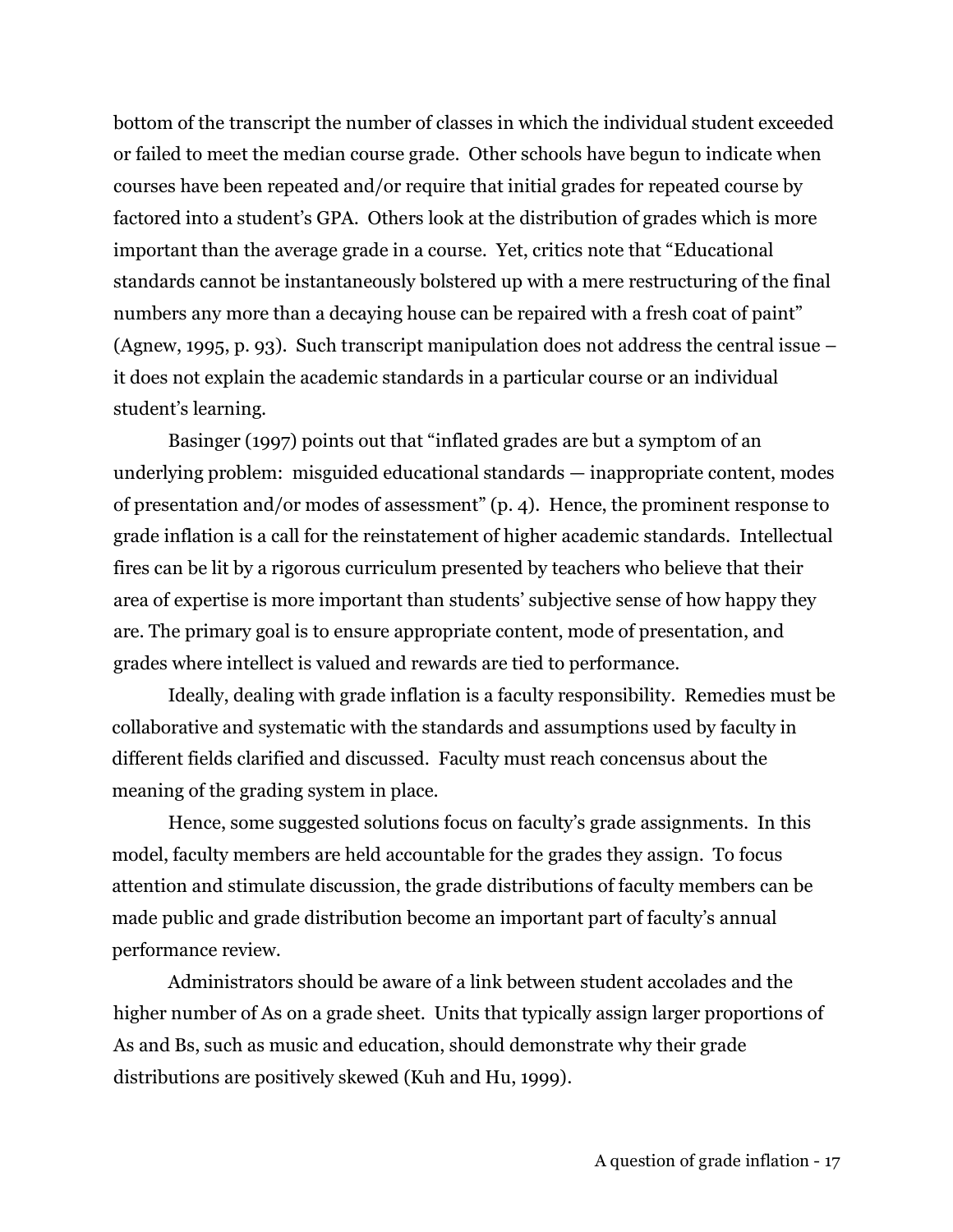bottom of the transcript the number of classes in which the individual student exceeded or failed to meet the median course grade. Other schools have begun to indicate when courses have been repeated and/or require that initial grades for repeated course by factored into a student's GPA. Others look at the distribution of grades which is more important than the average grade in a course. Yet, critics note that "Educational standards cannot be instantaneously bolstered up with a mere restructuring of the final numbers any more than a decaying house can be repaired with a fresh coat of paint" (Agnew, 1995, p. 93). Such transcript manipulation does not address the central issue – it does not explain the academic standards in a particular course or an individual student's learning.

Basinger (1997) points out that "inflated grades are but a symptom of an underlying problem: misguided educational standards — inappropriate content, modes of presentation and/or modes of assessment" (p. 4). Hence, the prominent response to grade inflation is a call for the reinstatement of higher academic standards. Intellectual fires can be lit by a rigorous curriculum presented by teachers who believe that their area of expertise is more important than students' subjective sense of how happy they are. The primary goal is to ensure appropriate content, mode of presentation, and grades where intellect is valued and rewards are tied to performance.

Ideally, dealing with grade inflation is a faculty responsibility. Remedies must be collaborative and systematic with the standards and assumptions used by faculty in different fields clarified and discussed. Faculty must reach concensus about the meaning of the grading system in place.

Hence, some suggested solutions focus on faculty's grade assignments. In this model, faculty members are held accountable for the grades they assign. To focus attention and stimulate discussion, the grade distributions of faculty members can be made public and grade distribution become an important part of faculty's annual performance review.

Administrators should be aware of a link between student accolades and the higher number of As on a grade sheet. Units that typically assign larger proportions of As and Bs, such as music and education, should demonstrate why their grade distributions are positively skewed (Kuh and Hu, 1999).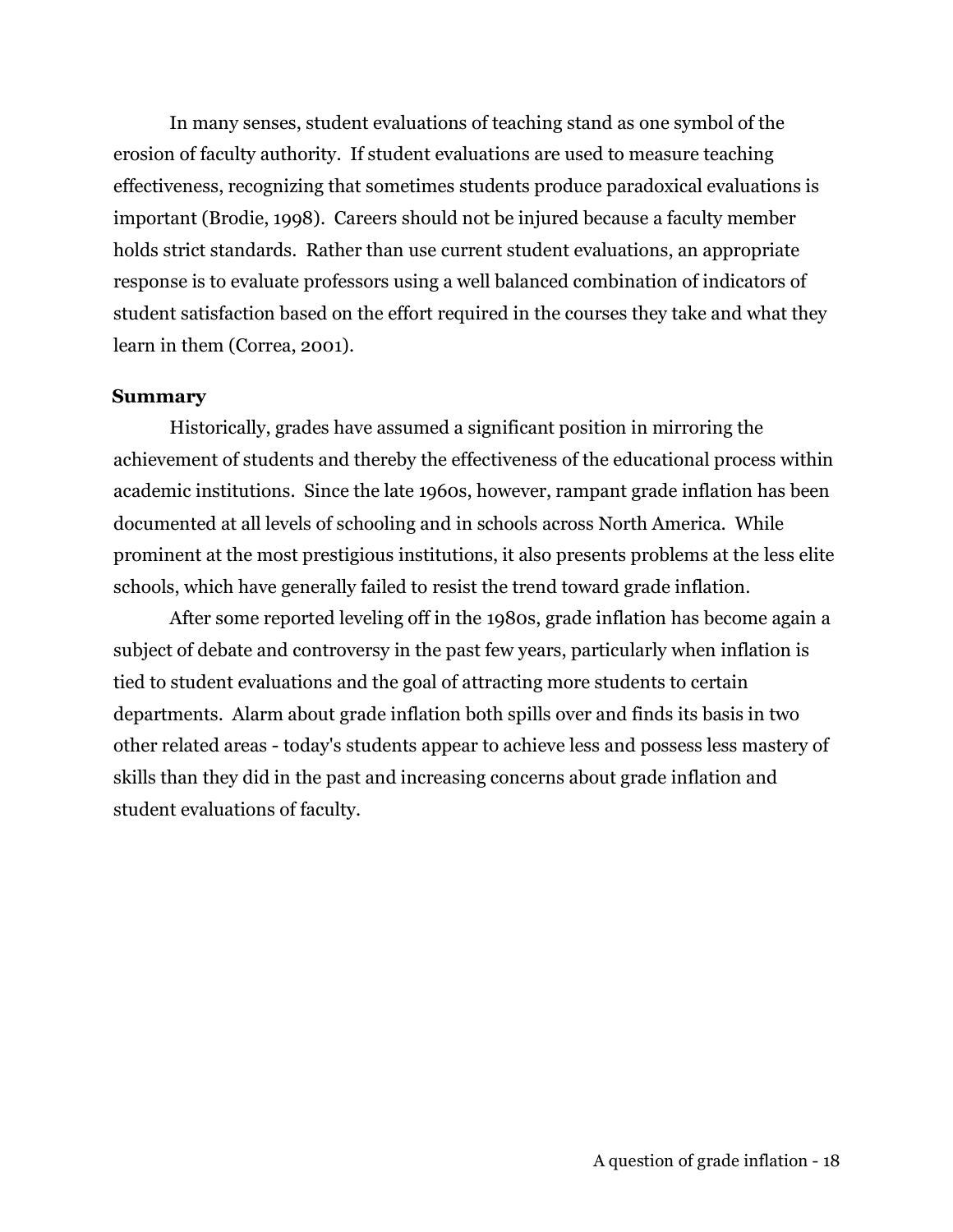In many senses, student evaluations of teaching stand as one symbol of the erosion of faculty authority. If student evaluations are used to measure teaching effectiveness, recognizing that sometimes students produce paradoxical evaluations is important (Brodie, 1998). Careers should not be injured because a faculty member holds strict standards. Rather than use current student evaluations, an appropriate response is to evaluate professors using a well balanced combination of indicators of student satisfaction based on the effort required in the courses they take and what they learn in them (Correa, 2001).

## Summary

Historically, grades have assumed a significant position in mirroring the achievement of students and thereby the effectiveness of the educational process within academic institutions. Since the late 1960s, however, rampant grade inflation has been documented at all levels of schooling and in schools across North America. While prominent at the most prestigious institutions, it also presents problems at the less elite schools, which have generally failed to resist the trend toward grade inflation.

After some reported leveling off in the 1980s, grade inflation has become again a subject of debate and controversy in the past few years, particularly when inflation is tied to student evaluations and the goal of attracting more students to certain departments. Alarm about grade inflation both spills over and finds its basis in two other related areas - today's students appear to achieve less and possess less mastery of skills than they did in the past and increasing concerns about grade inflation and student evaluations of faculty.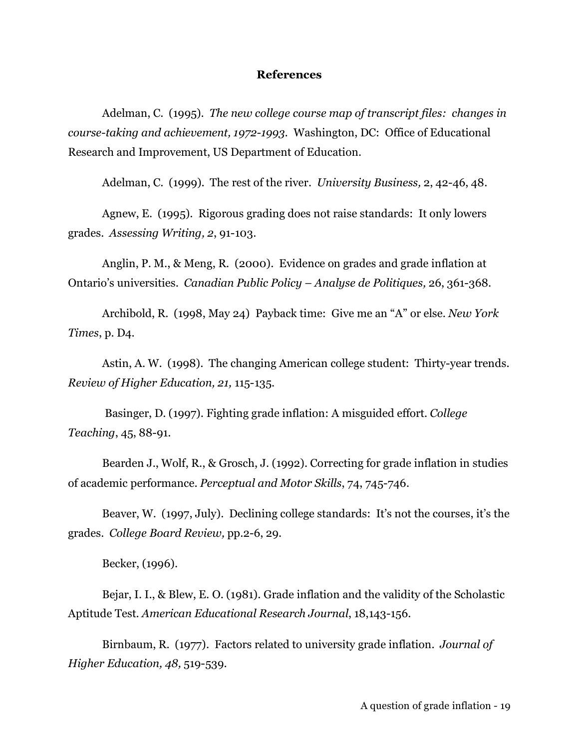## References

Adelman, C. (1995). *The new college course map of transcript files: changes in course-taking and achievement, 1972-1993.* Washington, DC: Office of Educational Research and Improvement, US Department of Education.

Adelman, C. (1999). The rest of the river. *University Business,* 2, 42-46, 48.

Agnew, E. (1995). Rigorous grading does not raise standards: It only lowers grades. *Assessing Writing, 2*, 91-103.

Anglin, P. M., & Meng, R. (2000). Evidence on grades and grade inflation at Ontario's universities. *Canadian Public Policy – Analyse de Politiques,* 26, 361-368.

Archibold, R. (1998, May 24) Payback time: Give me an "A" or else. *New York Times*, p. D4.

Astin, A. W. (1998). The changing American college student: Thirty-year trends. *Review of Higher Education, 21,* 115-135.

Basinger, D. (1997). Fighting grade inflation: A misguided effort. *College Teaching*, 45, 88-91.

Bearden J., Wolf, R., & Grosch, J. (1992). Correcting for grade inflation in studies of academic performance. *Perceptual and Motor Skills*, 74, 745-746.

Beaver, W. (1997, July). Declining college standards: It's not the courses, it's the grades. *College Board Review,* pp.2-6, 29.

Becker, (1996).

Bejar, I. I., & Blew, E. O. (1981). Grade inflation and the validity of the Scholastic Aptitude Test. *American Educational Research Journal*, 18,143-156.

Birnbaum, R. (1977). Factors related to university grade inflation. *Journal of Higher Education, 48,* 519-539.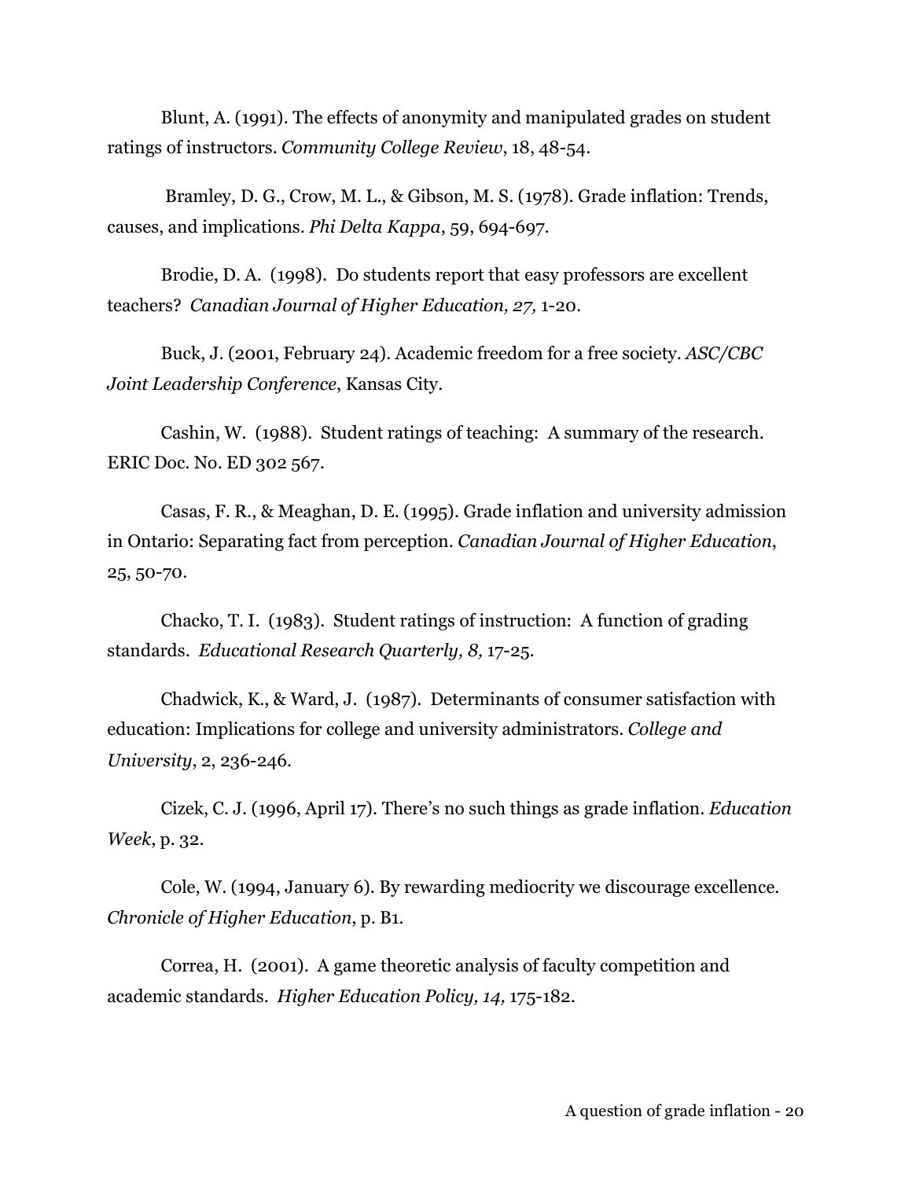Blunt, A. (1991). The effects of anonymity and manipulated grades on student ratings of instructors. *Community College Review*, 18, 48-54.

Bramley, D. G., Crow, M. L., & Gibson, M. S. (1978). Grade inflation: Trends, causes, and implications. *Phi Delta Kappa*, 59, 694-697.

Brodie, D. A. (1998). Do students report that easy professors are excellent teachers? *Canadian Journal of Higher Education, 27,* 1-20.

Buck, J. (2001, February 24). Academic freedom for a free society. *ASC/CBC Joint Leadership Conference*, Kansas City.

Cashin, W. (1988). Student ratings of teaching: A summary of the research. ERIC Doc. No. ED 302 567.

Casas, F. R., & Meaghan, D. E. (1995). Grade inflation and university admission in Ontario: Separating fact from perception. *Canadian Journal of Higher Education*, 25, 50-70.

Chacko, T. I. (1983). Student ratings of instruction: A function of grading standards. *Educational Research Quarterly, 8,* 17-25.

Chadwick, K., & Ward, J. (1987). Determinants of consumer satisfaction with education: Implications for college and university administrators. *College and University*, 2, 236-246.

Cizek, C. J. (1996, April 17). There's no such things as grade inflation. *Education Week*, p. 32.

Cole, W. (1994, January 6). By rewarding mediocrity we discourage excellence. *Chronicle of Higher Education*, p. B1.

Correa, H. (2001). A game theoretic analysis of faculty competition and academic standards. *Higher Education Policy, 14,* 175-182.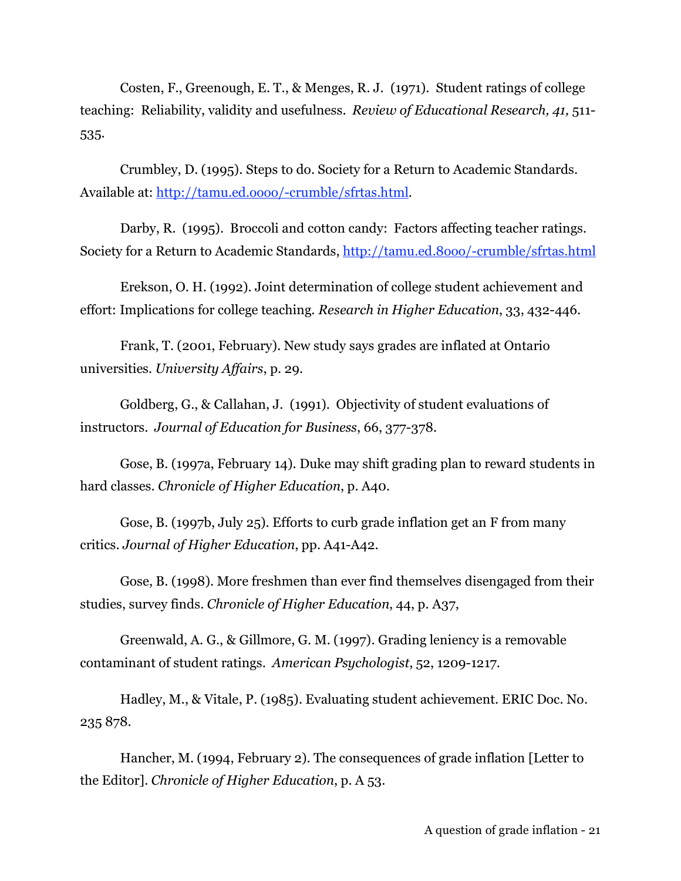Costen, F., Greenough, E. T., & Menges, R. J. (1971). Student ratings of college teaching: Reliability, validity and usefulness. *Review of Educational Research, 41,* 511-535.

Crumbley, D. (1995). Steps to do. Society for a Return to Academic Standards. Available at: http://tamu.ed.oooo/-crumble/sfrtas.html.

Darby, R. (1995). Broccoli and cotton candy: Factors affecting teacher ratings. Society for a Return to Academic Standards, http://tamu.ed.8000/-crumble/sfrtas.html

Erekson, O. H. (1992). Joint determination of college student achievement and effort: Implications for college teaching. *Research in Higher Education*, 33, 432-446.

Frank, T. (2001, February). New study says grades are inflated at Ontario universities. *University Affairs*, p. 29.

Goldberg, G., & Callahan, J. (1991). Objectivity of student evaluations of instructors. *Journal of Education for Business*, 66, 377-378.

Gose, B. (1997a, February 14). Duke may shift grading plan to reward students in hard classes. *Chronicle of Higher Education*, p. A40.

Gose, B. (1997b, July 25). Efforts to curb grade inflation get an F from many critics. *Journal of Higher Education*, pp. A41-A42.

Gose, B. (1998). More freshmen than ever find themselves disengaged from their studies, survey finds. *Chronicle of Higher Education*, 44, p. A37,

Greenwald, A. G., & Gillmore, G. M. (1997). Grading leniency is a removable contaminant of student ratings. *American Psychologist*, 52, 1209-1217.

Hadley, M., & Vitale, P. (1985). Evaluating student achievement. ERIC Doc. No. 235 878.

Hancher, M. (1994, February 2). The consequences of grade inflation [Letter to the Editor]. *Chronicle of Higher Education*, p. A 53.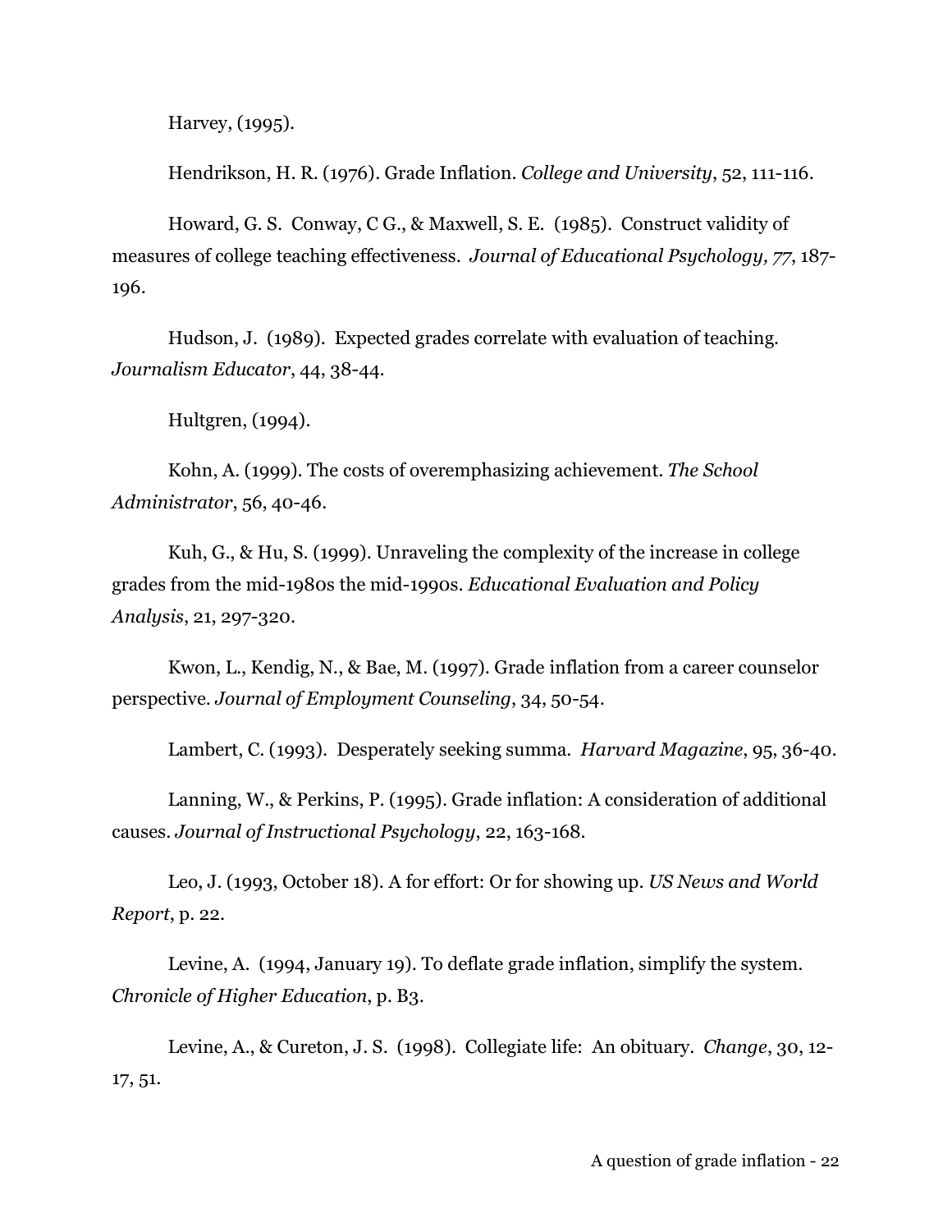Harvey, (1995).

Hendrikson, H. R. (1976). Grade Inflation. *College and University*, 52, 111-116.

Howard, G. S. Conway, C G., & Maxwell, S. E. (1985). Construct validity of measures of college teaching effectiveness. *Journal of Educational Psychology, 77*, 187-196.

Hudson, J. (1989). Expected grades correlate with evaluation of teaching. *Journalism Educator*, 44, 38-44.

Hultgren, (1994).

Kohn, A. (1999). The costs of overemphasizing achievement. *The School Administrator*, 56, 40-46.

Kuh, G., & Hu, S. (1999). Unraveling the complexity of the increase in college grades from the mid-1980s the mid-1990s. *Educational Evaluation and Policy Analysis*, 21, 297-320.

Kwon, L., Kendig, N., & Bae, M. (1997). Grade inflation from a career counselor perspective. *Journal of Employment Counseling*, 34, 50-54.

Lambert, C. (1993). Desperately seeking summa. *Harvard Magazine*, 95, 36-40.

Lanning, W., & Perkins, P. (1995). Grade inflation: A consideration of additional causes. *Journal of Instructional Psychology*, 22, 163-168.

Leo, J. (1993, October 18). A for effort: Or for showing up. *US News and World Report*, p. 22.

Levine, A. (1994, January 19). To deflate grade inflation, simplify the system. *Chronicle of Higher Education*, p. B3.

Levine, A., & Cureton, J. S. (1998). Collegiate life: An obituary. *Change*, 30, 12-17, 51.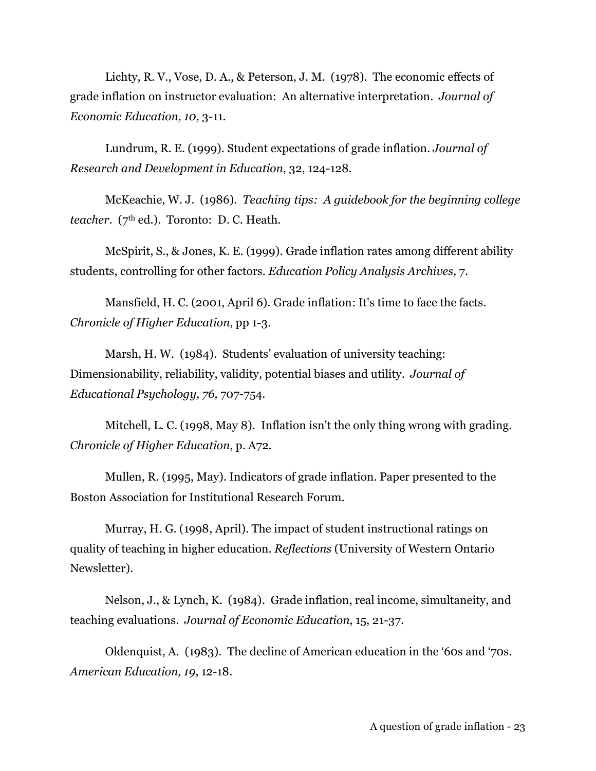Lichty, R. V., Vose, D. A., & Peterson, J. M. (1978). The economic effects of grade inflation on instructor evaluation: An alternative interpretation. *Journal of Economic Education, 10,* 3-11.

Lundrum, R. E. (1999). Student expectations of grade inflation. *Journal of Research and Development in Education*, 32, 124-128.

McKeachie, W. J. (1986). *Teaching tips: A guidebook for the beginning college teacher*. (7th ed.). Toronto: D. C. Heath.

McSpirit, S., & Jones, K. E. (1999). Grade inflation rates among different ability students, controlling for other factors. *Education Policy Analysis Archives,* 7.

Mansfield, H. C. (2001, April 6). Grade inflation: It's time to face the facts. *Chronicle of Higher Education*, pp 1-3.

Marsh, H. W. (1984). Students' evaluation of university teaching: Dimensionability, reliability, validity, potential biases and utility. *Journal of Educational Psychology, 76,* 707-754.

Mitchell, L. C. (1998, May 8). Inflation isn't the only thing wrong with grading. *Chronicle of Higher Education*, p. A72.

Mullen, R. (1995, May). Indicators of grade inflation. Paper presented to the Boston Association for Institutional Research Forum.

Murray, H. G. (1998, April). The impact of student instructional ratings on quality of teaching in higher education. *Reflections* (University of Western Ontario Newsletter).

Nelson, J., & Lynch, K. (1984). Grade inflation, real income, simultaneity, and teaching evaluations. *Journal of Economic Education*, 15, 21-37.

Oldenquist, A. (1983). The decline of American education in the '60s and '70s. *American Education, 19*, 12-18.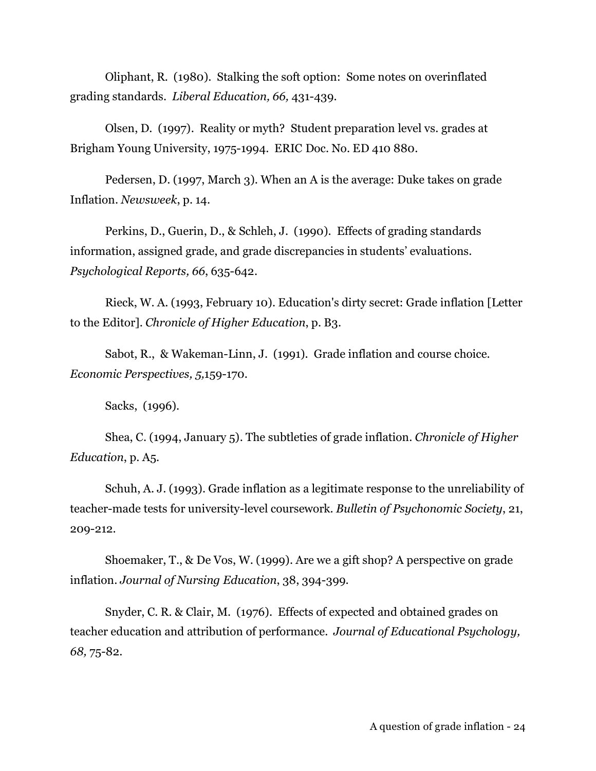Oliphant, R. (1980). Stalking the soft option: Some notes on overinflated grading standards. *Liberal Education, 66,* 431-439.

Olsen, D. (1997). Reality or myth? Student preparation level vs. grades at Brigham Young University, 1975-1994. ERIC Doc. No. ED 410 880.

Pedersen, D. (1997, March 3). When an A is the average: Duke takes on grade Inflation. *Newsweek*, p. 14.

Perkins, D., Guerin, D., & Schleh, J. (1990). Effects of grading standards information, assigned grade, and grade discrepancies in students' evaluations. *Psychological Reports, 66*, 635-642.

Rieck, W. A. (1993, February 10). Education's dirty secret: Grade inflation [Letter to the Editor]. *Chronicle of Higher Education*, p. B3.

Sabot, R., & Wakeman-Linn, J. (1991). Grade inflation and course choice. *Economic Perspectives, 5,*159-170.

Sacks, (1996).

Shea, C. (1994, January 5). The subtleties of grade inflation. *Chronicle of Higher Education*, p. A5.

Schuh, A. J. (1993). Grade inflation as a legitimate response to the unreliability of teacher-made tests for university-level coursework. *Bulletin of Psychonomic Society*, 21, 209-212.

Shoemaker, T., & De Vos, W. (1999). Are we a gift shop? A perspective on grade inflation. *Journal of Nursing Education*, 38, 394-399.

Snyder, C. R. & Clair, M. (1976). Effects of expected and obtained grades on teacher education and attribution of performance. *Journal of Educational Psychology, 68,* 75-82.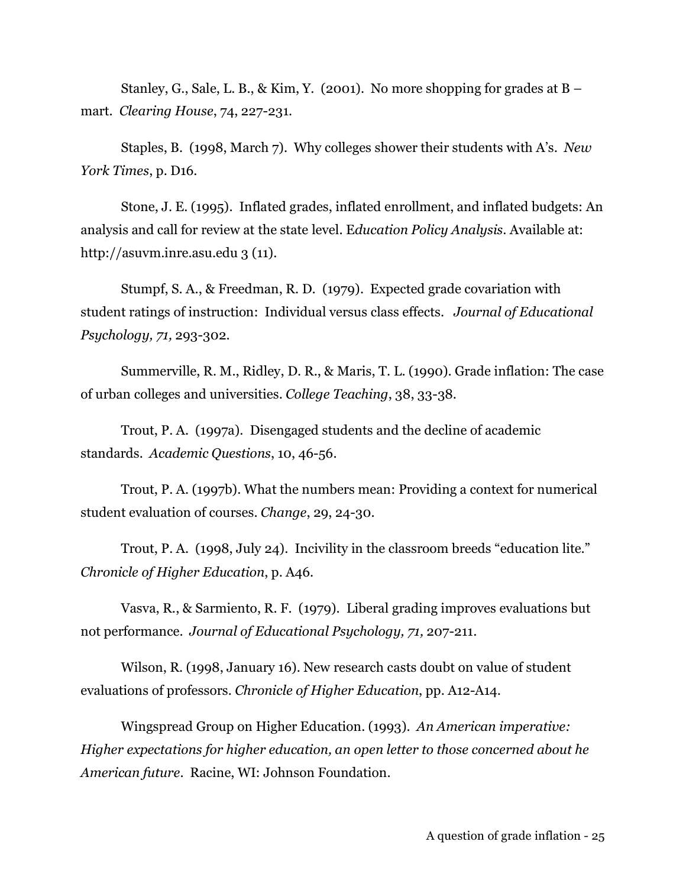Stanley, G., Sale, L. B., & Kim, Y. (2001). No more shopping for grades at B – mart. *Clearing House*, 74, 227-231.

Staples, B. (1998, March 7). Why colleges shower their students with A's. *New York Times*, p. D16.

Stone, J. E. (1995). Inflated grades, inflated enrollment, and inflated budgets: An analysis and call for review at the state level. E*ducation Policy Analysis*. Available at: http://asuvm.inre.asu.edu 3 (11).

Stumpf, S. A., & Freedman, R. D. (1979). Expected grade covariation with student ratings of instruction: Individual versus class effects. *Journal of Educational Psychology, 71,* 293-302.

Summerville, R. M., Ridley, D. R., & Maris, T. L. (1990). Grade inflation: The case of urban colleges and universities. *College Teaching*, 38, 33-38.

Trout, P. A. (1997a). Disengaged students and the decline of academic standards. *Academic Questions*, 10, 46-56.

Trout, P. A. (1997b). What the numbers mean: Providing a context for numerical student evaluation of courses. *Change*, 29, 24-30.

Trout, P. A. (1998, July 24). Incivility in the classroom breeds "education lite." *Chronicle of Higher Education*, p. A46.

Vasva, R., & Sarmiento, R. F. (1979). Liberal grading improves evaluations but not performance. *Journal of Educational Psychology, 71,* 207-211.

Wilson, R. (1998, January 16). New research casts doubt on value of student evaluations of professors. *Chronicle of Higher Education*, pp. A12-A14.

Wingspread Group on Higher Education. (1993). *An American imperative: Higher expectations for higher education, an open letter to those concerned about he American future*. Racine, WI: Johnson Foundation.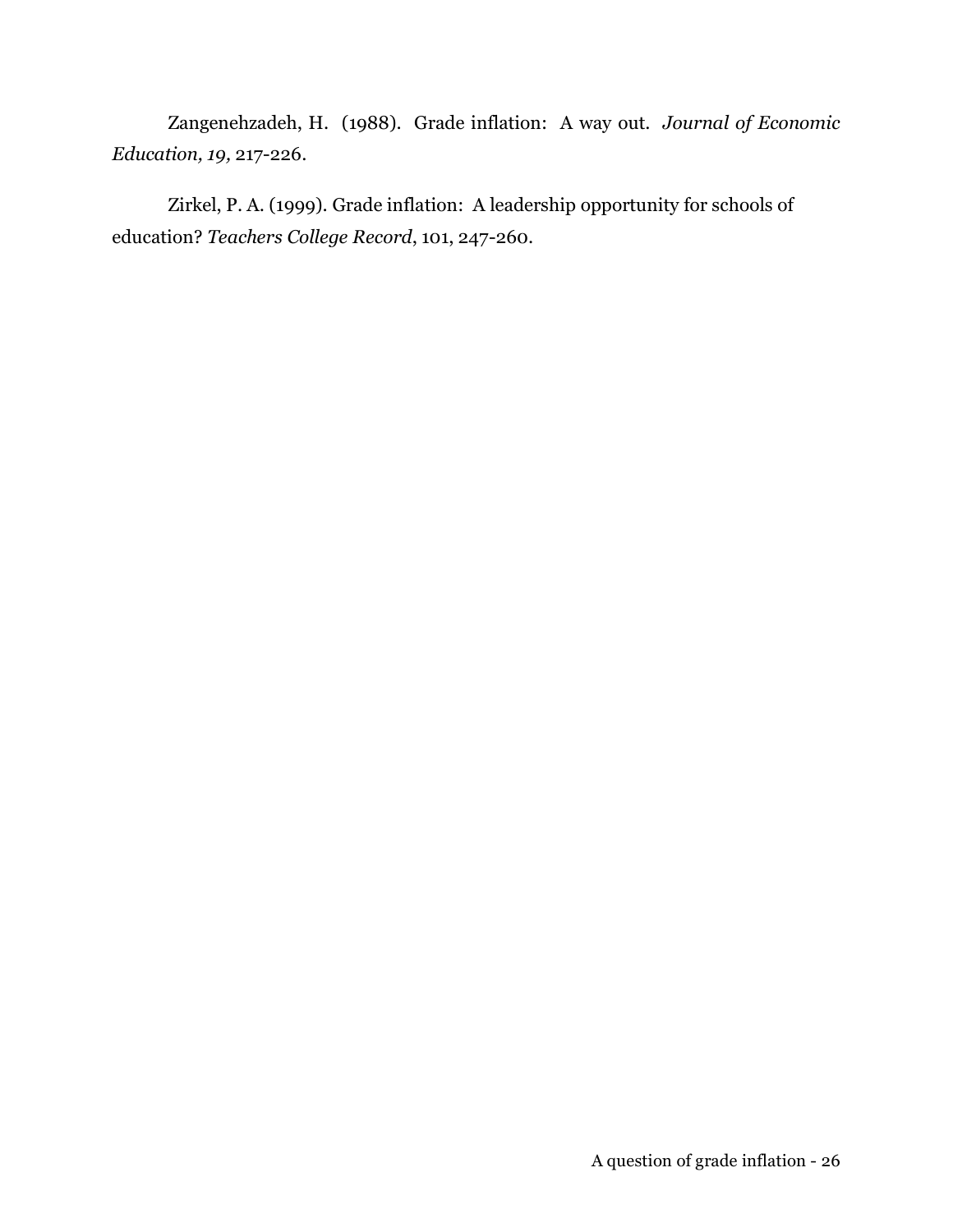Zangenehzadeh, H. (1988). Grade inflation: A way out. *Journal of Economic Education, 19,* 217-226.

Zirkel, P. A. (1999). Grade inflation: A leadership opportunity for schools of education? *Teachers College Record*, 101, 247-260.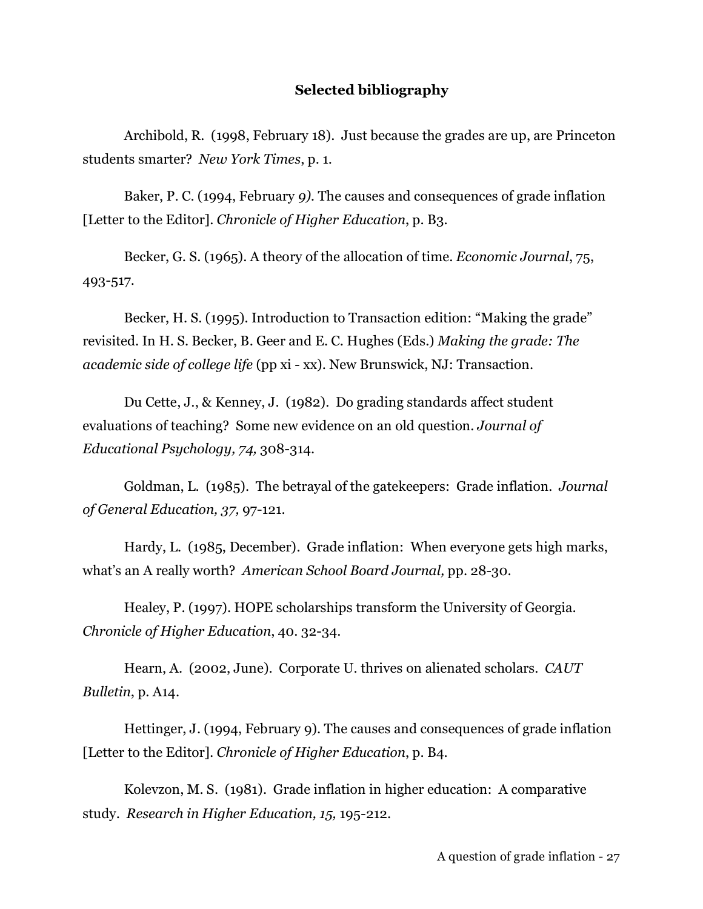## Selected bibliography

Archibold, R. (1998, February 18). Just because the grades are up, are Princeton students smarter? *New York Times*, p. 1.

Baker, P. C. (1994, February *9).* The causes and consequences of grade inflation [Letter to the Editor]. *Chronicle of Higher Education*, p. B3.

Becker, G. S. (1965). A theory of the allocation of time. *Economic Journal*, 75, 493-517.

Becker, H. S. (1995). Introduction to Transaction edition: "Making the grade" revisited. In H. S. Becker, B. Geer and E. C. Hughes (Eds.) *Making the grade: The academic side of college life* (pp xi - xx). New Brunswick, NJ: Transaction.

Du Cette, J., & Kenney, J. (1982). Do grading standards affect student evaluations of teaching? Some new evidence on an old question. *Journal of Educational Psychology, 74,* 308-314.

Goldman, L. (1985). The betrayal of the gatekeepers: Grade inflation. *Journal of General Education, 37,* 97-121.

Hardy, L. (1985, December). Grade inflation: When everyone gets high marks, what's an A really worth? *American School Board Journal,* pp. 28-30.

Healey, P. (1997). HOPE scholarships transform the University of Georgia. *Chronicle of Higher Education*, 40. 32-34.

Hearn, A. (2002, June). Corporate U. thrives on alienated scholars. *CAUT Bulletin*, p. A14.

Hettinger, J. (1994, February 9). The causes and consequences of grade inflation [Letter to the Editor]. *Chronicle of Higher Education*, p. B4.

Kolevzon, M. S. (1981). Grade inflation in higher education: A comparative study. *Research in Higher Education, 15,* 195-212.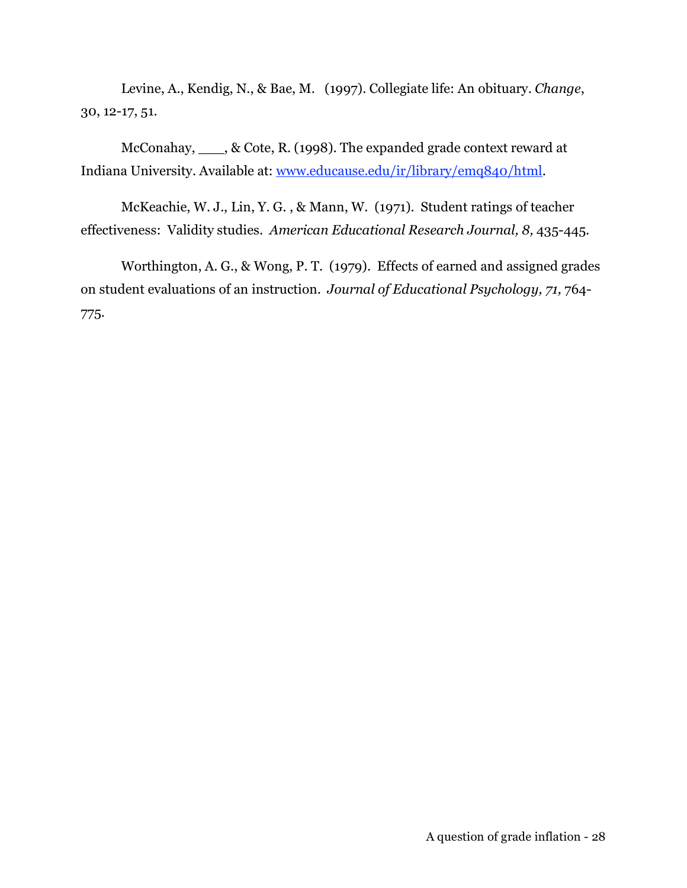Levine, A., Kendig, N., & Bae, M. (1997). Collegiate life: An obituary. *Change*, 30, 12-17, 51.

McConahay, ___, & Cote, R. (1998). The expanded grade context reward at Indiana University. Available at: [www.educause.edu/ir/library/emq840/html](www.educause.edu/ir/library/emq840/html).

McKeachie, W. J., Lin, Y. G. , & Mann, W. (1971). Student ratings of teacher effectiveness: Validity studies. *American Educational Research Journal, 8,* 435-445.

Worthington, A. G., & Wong, P. T. (1979). Effects of earned and assigned grades on student evaluations of an instruction. *Journal of Educational Psychology, 71,* 764-775.